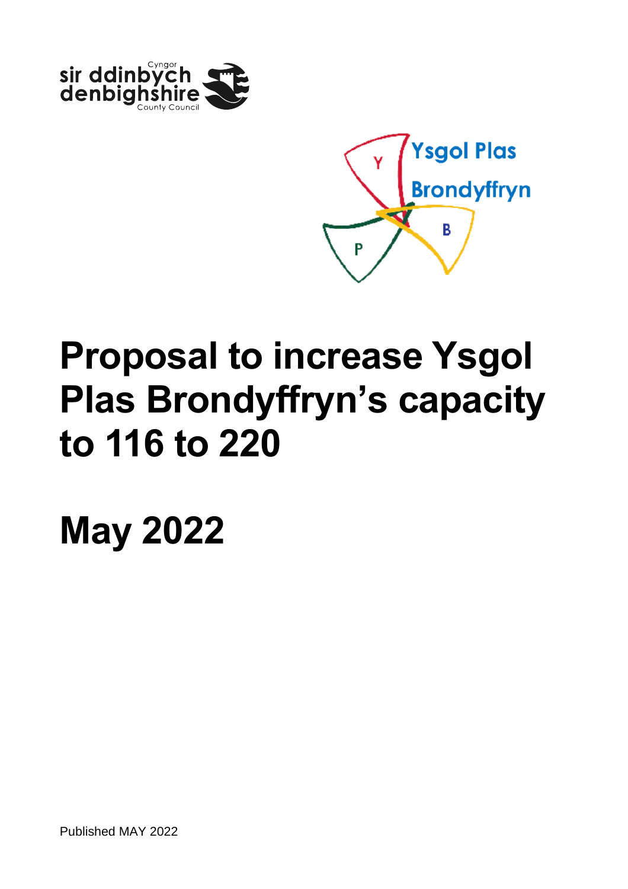# Proposal to increase Ysgol Plas Brondyffryn's capacity to 116 to 220

# May 2022

Published MAY 2022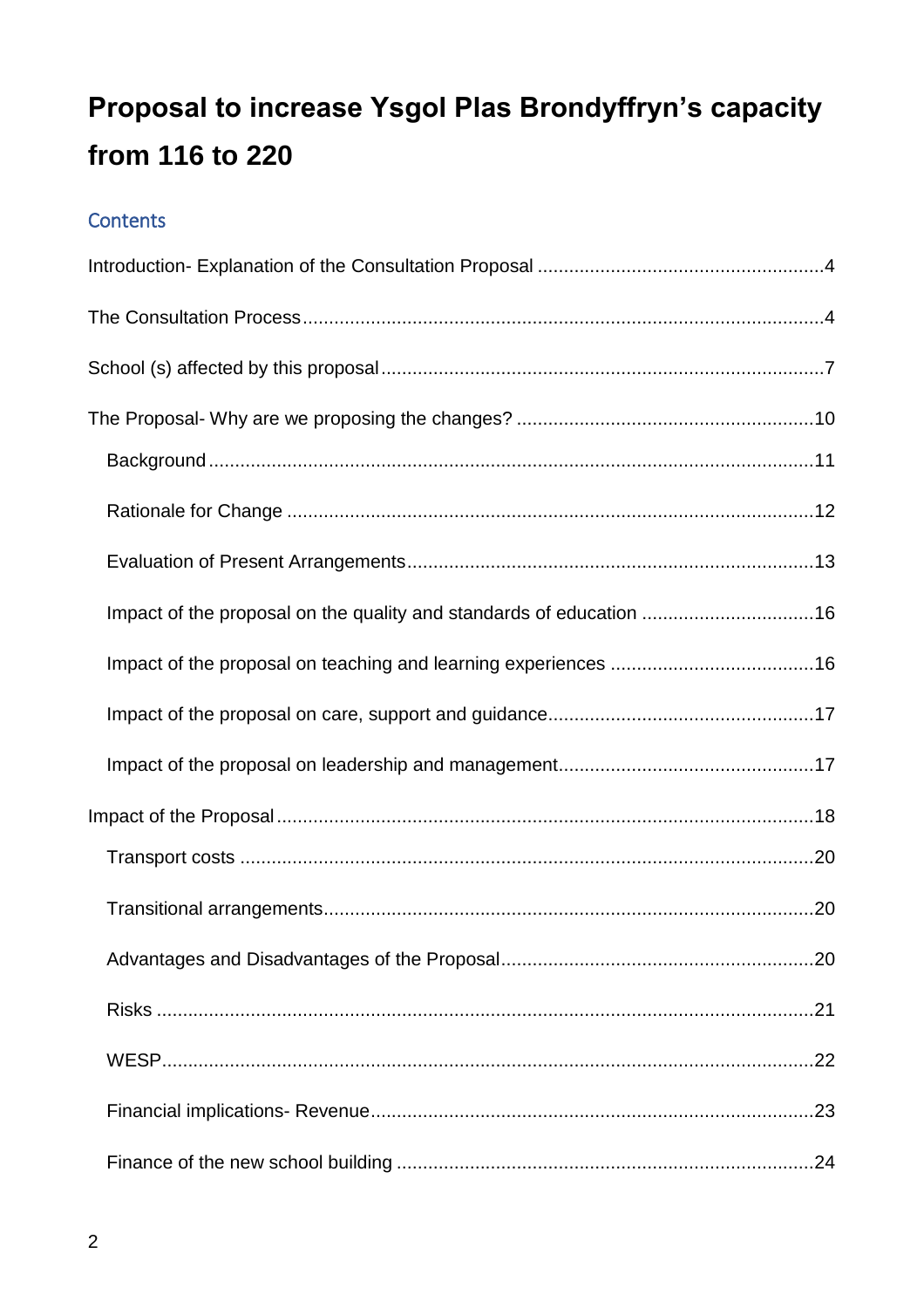# Proposal to increase Ysgol Plas Brondyffryn's capacity from 116 to 220

## Contents

Introduction- Explanation of the Consultation Proposal .......................................................4

The Consultation Process .......................................................................................................4

School (s) affected by this proposal ......................................................................................7

The Proposal- Why are we proposing the changes? .........................................................10

- Background .....................................................................................................................11
- Rationale for Change .....................................................................................................12
- Evaluation of Present Arrangements ..............................................................................13
- Impact of the proposal on the quality and standards of education .................................16
- Impact of the proposal on teaching and learning experiences .......................................16
- Impact of the proposal on care, support and guidance ...................................................17
- Impact of the proposal on leadership and management .................................................17

Impact of the Proposal .........................................................................................................18

- Transport costs ...............................................................................................................20
- Transitional arrangements ..............................................................................................20
- Advantages and Disadvantages of the Proposal ............................................................20
- Risks ...............................................................................................................................21
- WESP ..............................................................................................................................22
- Financial implications- Revenue .....................................................................................23
- Finance of the new school building .................................................................................24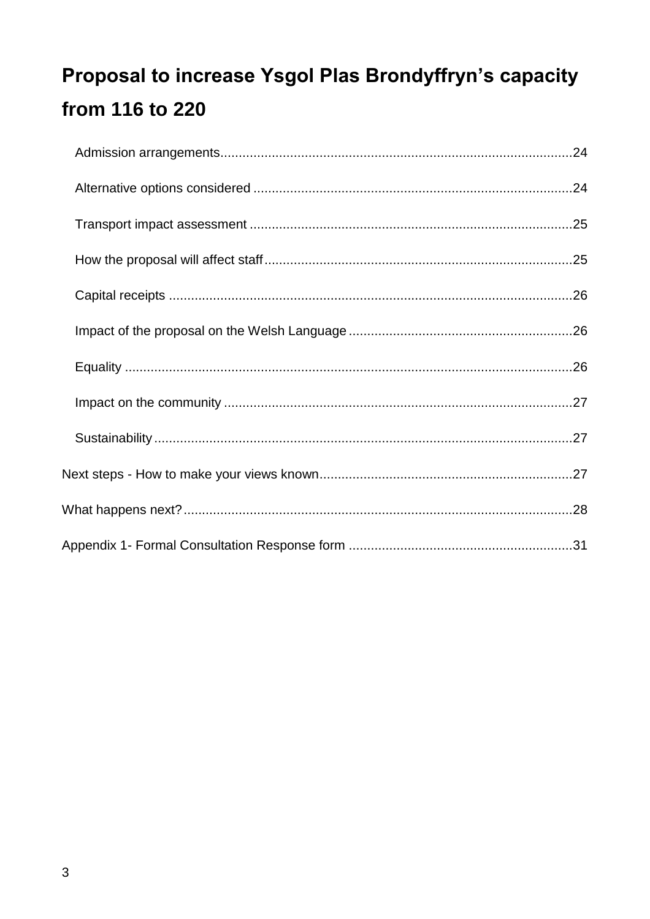# Proposal to increase Ysgol Plas Brondyffryn's capacity from 116 to 220

- Admission arrangements ....... 24
- Alternative options considered ....... 24
- Transport impact assessment ....... 25
- How the proposal will affect staff ....... 25
- Capital receipts ....... 26
- Impact of the proposal on the Welsh Language ....... 26
- Equality ....... 26
- Impact on the community ....... 27
- Sustainability ....... 27

Next steps - How to make your views known ....... 27

What happens next? ....... 28

Appendix 1- Formal Consultation Response form ....... 31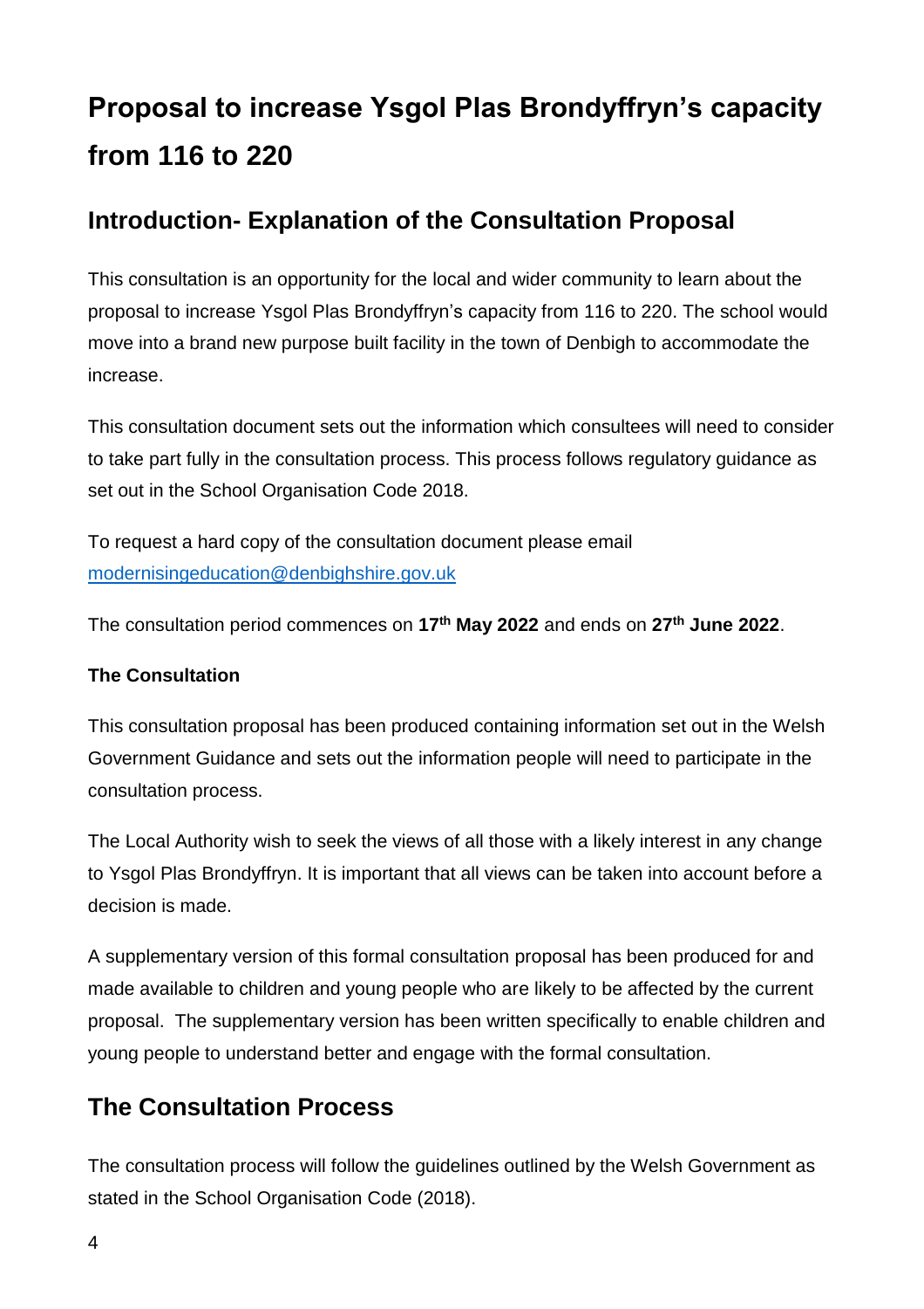# Proposal to increase Ysgol Plas Brondyffryn's capacity from 116 to 220

## Introduction- Explanation of the Consultation Proposal

This consultation is an opportunity for the local and wider community to learn about the proposal to increase Ysgol Plas Brondyffryn's capacity from 116 to 220. The school would move into a brand new purpose built facility in the town of Denbigh to accommodate the increase.

This consultation document sets out the information which consultees will need to consider to take part fully in the consultation process. This process follows regulatory guidance as set out in the School Organisation Code 2018.

To request a hard copy of the consultation document please email modernisingeducation@denbighshire.gov.uk

The consultation period commences on **17th May 2022** and ends on **27th June 2022**.

**The Consultation**

This consultation proposal has been produced containing information set out in the Welsh Government Guidance and sets out the information people will need to participate in the consultation process.

The Local Authority wish to seek the views of all those with a likely interest in any change to Ysgol Plas Brondyffryn. It is important that all views can be taken into account before a decision is made.

A supplementary version of this formal consultation proposal has been produced for and made available to children and young people who are likely to be affected by the current proposal. The supplementary version has been written specifically to enable children and young people to understand better and engage with the formal consultation.

## The Consultation Process

The consultation process will follow the guidelines outlined by the Welsh Government as stated in the School Organisation Code (2018).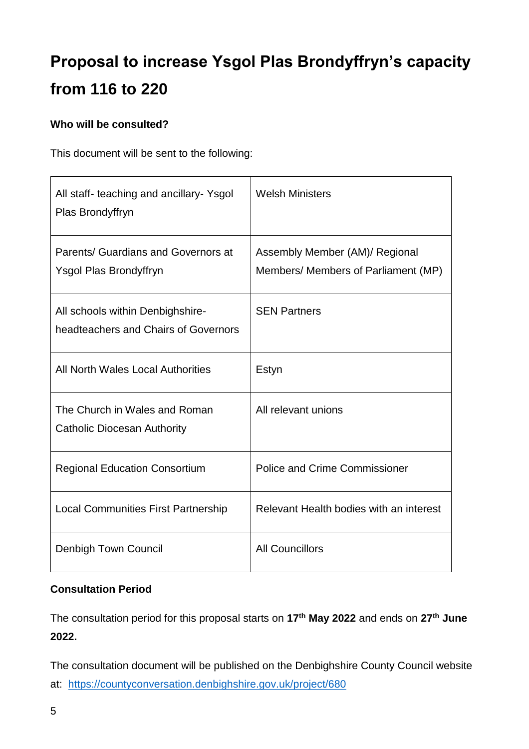# Proposal to increase Ysgol Plas Brondyffryn's capacity from 116 to 220

**Who will be consulted?**

This document will be sent to the following:

| | |
|---|---|
| All staff- teaching and ancillary- Ysgol Plas Brondyffryn | Welsh Ministers |
| Parents/ Guardians and Governors at Ysgol Plas Brondyffryn | Assembly Member (AM)/ Regional Members/ Members of Parliament (MP) |
| All schools within Denbighshire- headteachers and Chairs of Governors | SEN Partners |
| All North Wales Local Authorities | Estyn |
| The Church in Wales and Roman Catholic Diocesan Authority | All relevant unions |
| Regional Education Consortium | Police and Crime Commissioner |
| Local Communities First Partnership | Relevant Health bodies with an interest |
| Denbigh Town Council | All Councillors |

**Consultation Period**

The consultation period for this proposal starts on **17th May 2022** and ends on **27th June 2022.**

The consultation document will be published on the Denbighshire County Council website at: https://countyconversation.denbighshire.gov.uk/project/680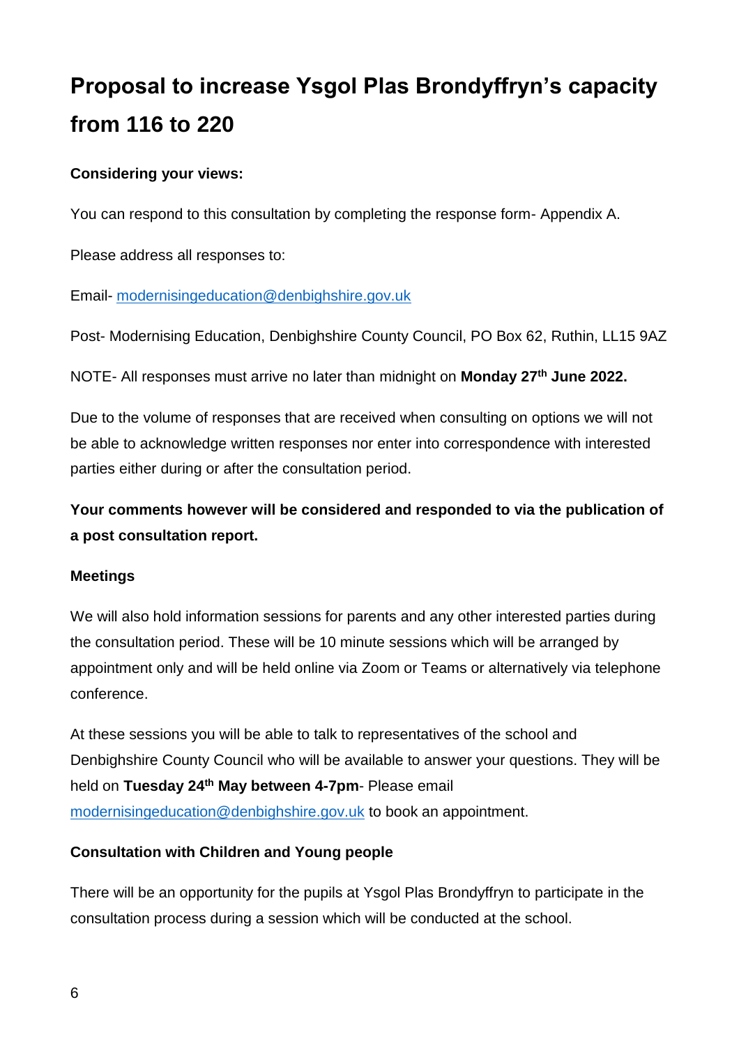# Proposal to increase Ysgol Plas Brondyffryn's capacity from 116 to 220

**Considering your views:**

You can respond to this consultation by completing the response form- Appendix A.

Please address all responses to:

Email- modernisingeducation@denbighshire.gov.uk

Post- Modernising Education, Denbighshire County Council, PO Box 62, Ruthin, LL15 9AZ

NOTE- All responses must arrive no later than midnight on **Monday 27th June 2022.**

Due to the volume of responses that are received when consulting on options we will not be able to acknowledge written responses nor enter into correspondence with interested parties either during or after the consultation period.

**Your comments however will be considered and responded to via the publication of a post consultation report.**

**Meetings**

We will also hold information sessions for parents and any other interested parties during the consultation period. These will be 10 minute sessions which will be arranged by appointment only and will be held online via Zoom or Teams or alternatively via telephone conference.

At these sessions you will be able to talk to representatives of the school and Denbighshire County Council who will be available to answer your questions. They will be held on **Tuesday 24th May between 4-7pm**- Please email modernisingeducation@denbighshire.gov.uk to book an appointment.

**Consultation with Children and Young people**

There will be an opportunity for the pupils at Ysgol Plas Brondyffryn to participate in the consultation process during a session which will be conducted at the school.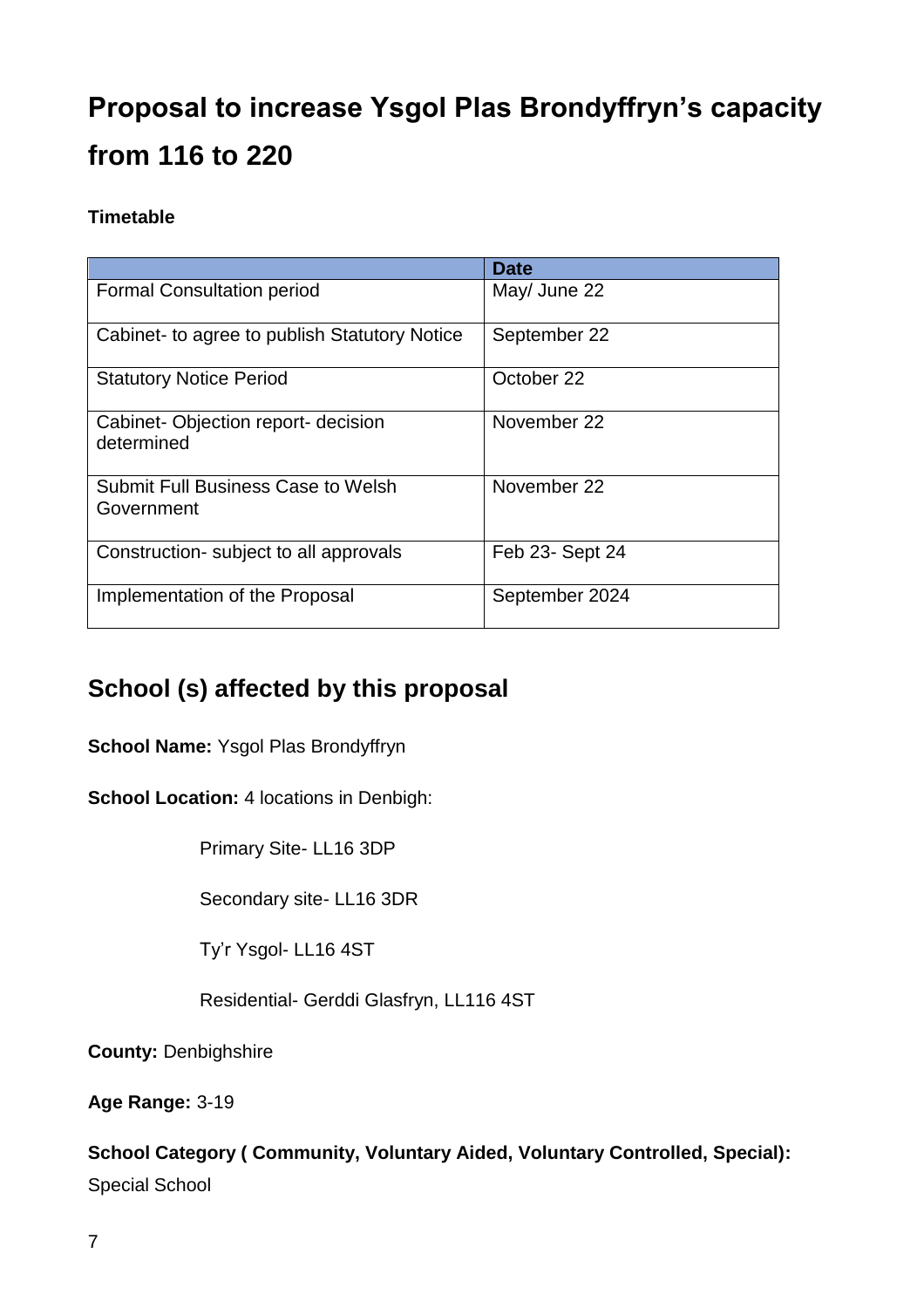# Proposal to increase Ysgol Plas Brondyffryn's capacity from 116 to 220

**Timetable**

| | Date |
|---|---|
| Formal Consultation period | May/ June 22 |
| Cabinet- to agree to publish Statutory Notice | September 22 |
| Statutory Notice Period | October 22 |
| Cabinet- Objection report- decision determined | November 22 |
| Submit Full Business Case to Welsh Government | November 22 |
| Construction- subject to all approvals | Feb 23- Sept 24 |
| Implementation of the Proposal | September 2024 |

## School (s) affected by this proposal

**School Name:** Ysgol Plas Brondyffryn

**School Location:** 4 locations in Denbigh:

Primary Site- LL16 3DP

Secondary site- LL16 3DR

Ty'r Ysgol- LL16 4ST

Residential- Gerddi Glasfryn, LL116 4ST

**County:** Denbighshire

**Age Range:** 3-19

**School Category ( Community, Voluntary Aided, Voluntary Controlled, Special):**
Special School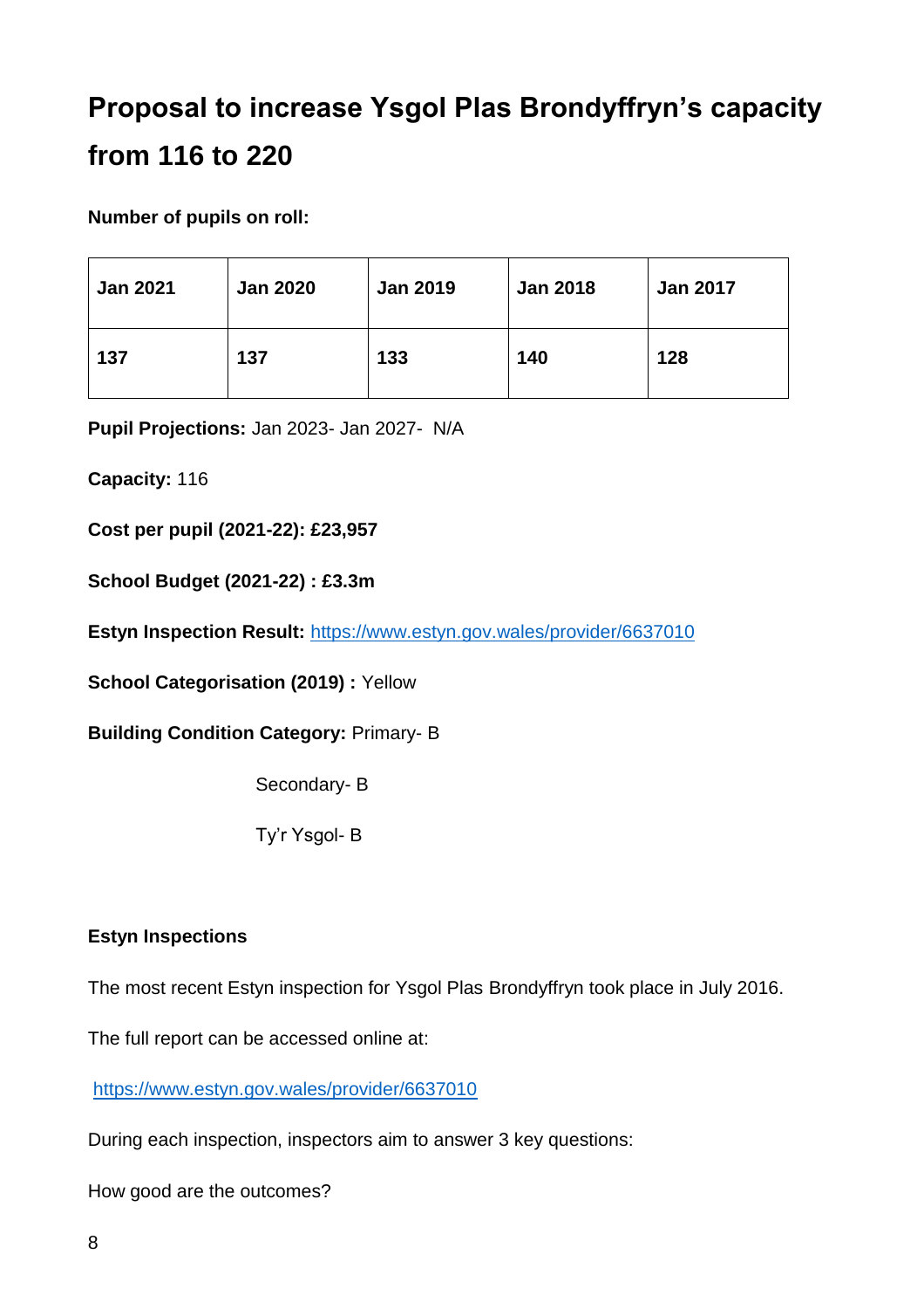# Proposal to increase Ysgol Plas Brondyffryn's capacity from 116 to 220

**Number of pupils on roll:**

| Jan 2021 | Jan 2020 | Jan 2019 | Jan 2018 | Jan 2017 |
|---|---|---|---|---|
| 137 | 137 | 133 | 140 | 128 |

**Pupil Projections:** Jan 2023- Jan 2027- N/A

**Capacity:** 116

**Cost per pupil (2021-22): £23,957**

**School Budget (2021-22) : £3.3m**

**Estyn Inspection Result:** https://www.estyn.gov.wales/provider/6637010

**School Categorisation (2019) :** Yellow

**Building Condition Category:** Primary- B

Secondary- B

Ty'r Ysgol- B

**Estyn Inspections**

The most recent Estyn inspection for Ysgol Plas Brondyffryn took place in July 2016.

The full report can be accessed online at:

https://www.estyn.gov.wales/provider/6637010

During each inspection, inspectors aim to answer 3 key questions:

How good are the outcomes?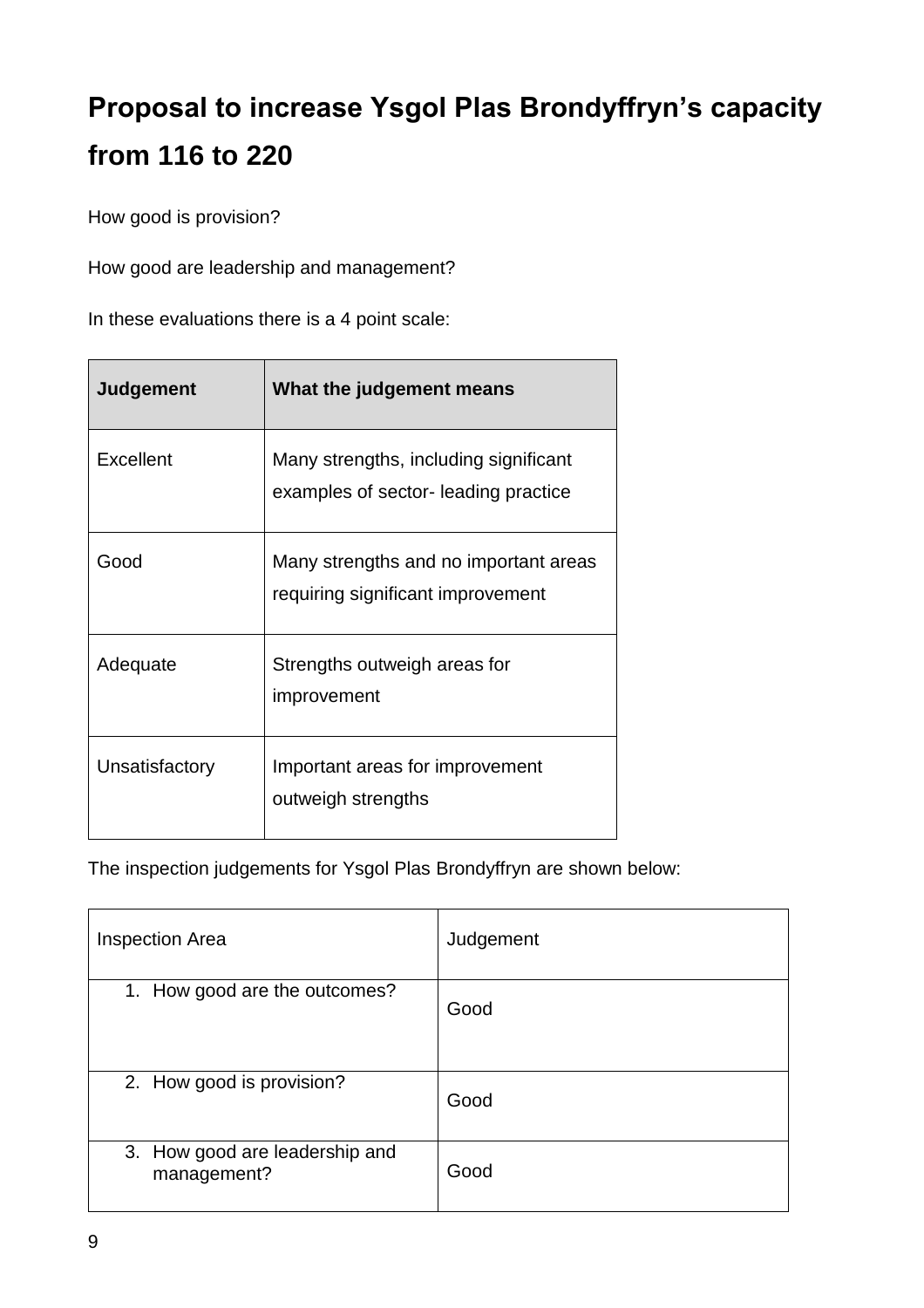# Proposal to increase Ysgol Plas Brondyffryn's capacity from 116 to 220

How good is provision?

How good are leadership and management?

In these evaluations there is a 4 point scale:

| Judgement | What the judgement means |
|---|---|
| Excellent | Many strengths, including significant examples of sector- leading practice |
| Good | Many strengths and no important areas requiring significant improvement |
| Adequate | Strengths outweigh areas for improvement |
| Unsatisfactory | Important areas for improvement outweigh strengths |

The inspection judgements for Ysgol Plas Brondyffryn are shown below:

| Inspection Area | Judgement |
|---|---|
| 1. How good are the outcomes? | Good |
| 2. How good is provision? | Good |
| 3. How good are leadership and management? | Good |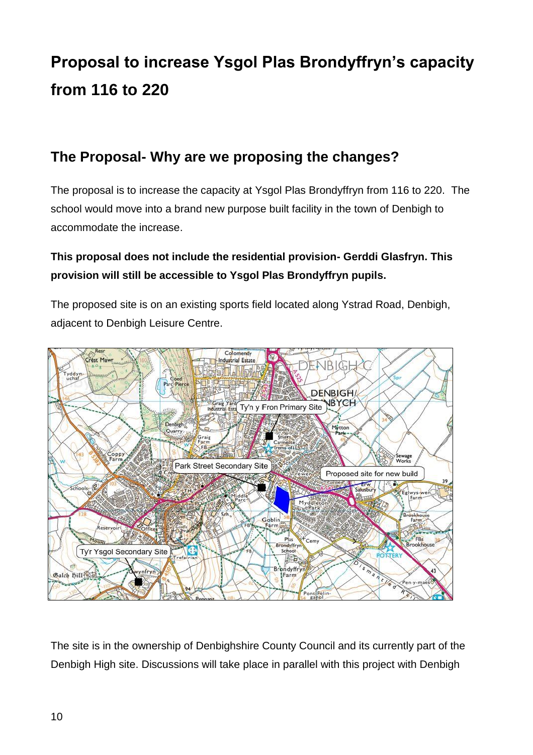# Proposal to increase Ysgol Plas Brondyffryn's capacity from 116 to 220

## The Proposal- Why are we proposing the changes?

The proposal is to increase the capacity at Ysgol Plas Brondyffryn from 116 to 220. The school would move into a brand new purpose built facility in the town of Denbigh to accommodate the increase.

**This proposal does not include the residential provision- Gerddi Glasfryn. This provision will still be accessible to Ysgol Plas Brondyffryn pupils.**

The proposed site is on an existing sports field located along Ystrad Road, Denbigh, adjacent to Denbigh Leisure Centre.

The site is in the ownership of Denbighshire County Council and its currently part of the Denbigh High site. Discussions will take place in parallel with this project with Denbigh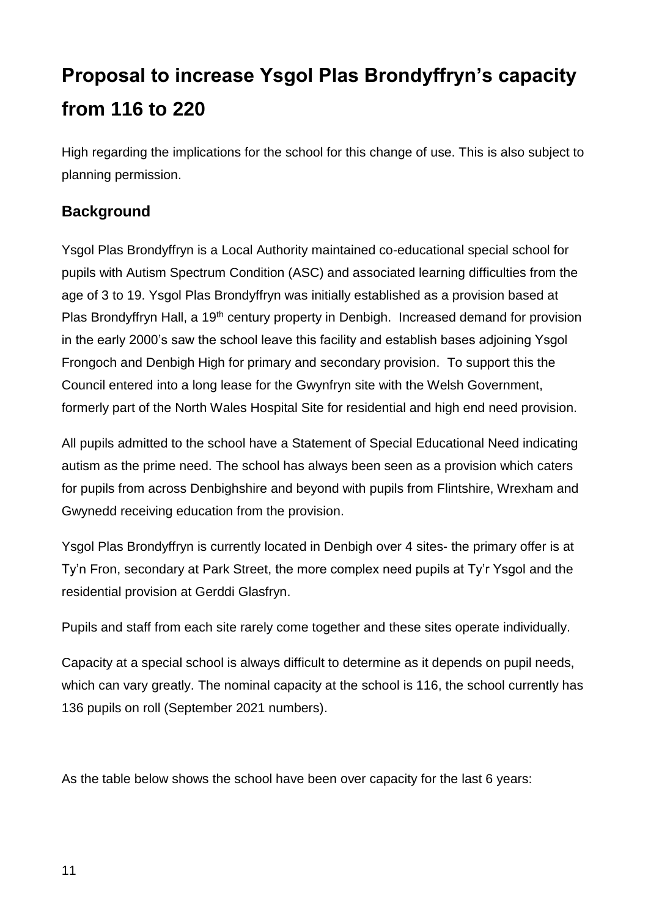# Proposal to increase Ysgol Plas Brondyffryn's capacity from 116 to 220

High regarding the implications for the school for this change of use. This is also subject to planning permission.

## Background

Ysgol Plas Brondyffryn is a Local Authority maintained co-educational special school for pupils with Autism Spectrum Condition (ASC) and associated learning difficulties from the age of 3 to 19. Ysgol Plas Brondyffryn was initially established as a provision based at Plas Brondyffryn Hall, a 19th century property in Denbigh. Increased demand for provision in the early 2000's saw the school leave this facility and establish bases adjoining Ysgol Frongoch and Denbigh High for primary and secondary provision. To support this the Council entered into a long lease for the Gwynfryn site with the Welsh Government, formerly part of the North Wales Hospital Site for residential and high end need provision.

All pupils admitted to the school have a Statement of Special Educational Need indicating autism as the prime need. The school has always been seen as a provision which caters for pupils from across Denbighshire and beyond with pupils from Flintshire, Wrexham and Gwynedd receiving education from the provision.

Ysgol Plas Brondyffryn is currently located in Denbigh over 4 sites- the primary offer is at Ty'n Fron, secondary at Park Street, the more complex need pupils at Ty'r Ysgol and the residential provision at Gerddi Glasfryn.

Pupils and staff from each site rarely come together and these sites operate individually.

Capacity at a special school is always difficult to determine as it depends on pupil needs, which can vary greatly. The nominal capacity at the school is 116, the school currently has 136 pupils on roll (September 2021 numbers).

As the table below shows the school have been over capacity for the last 6 years: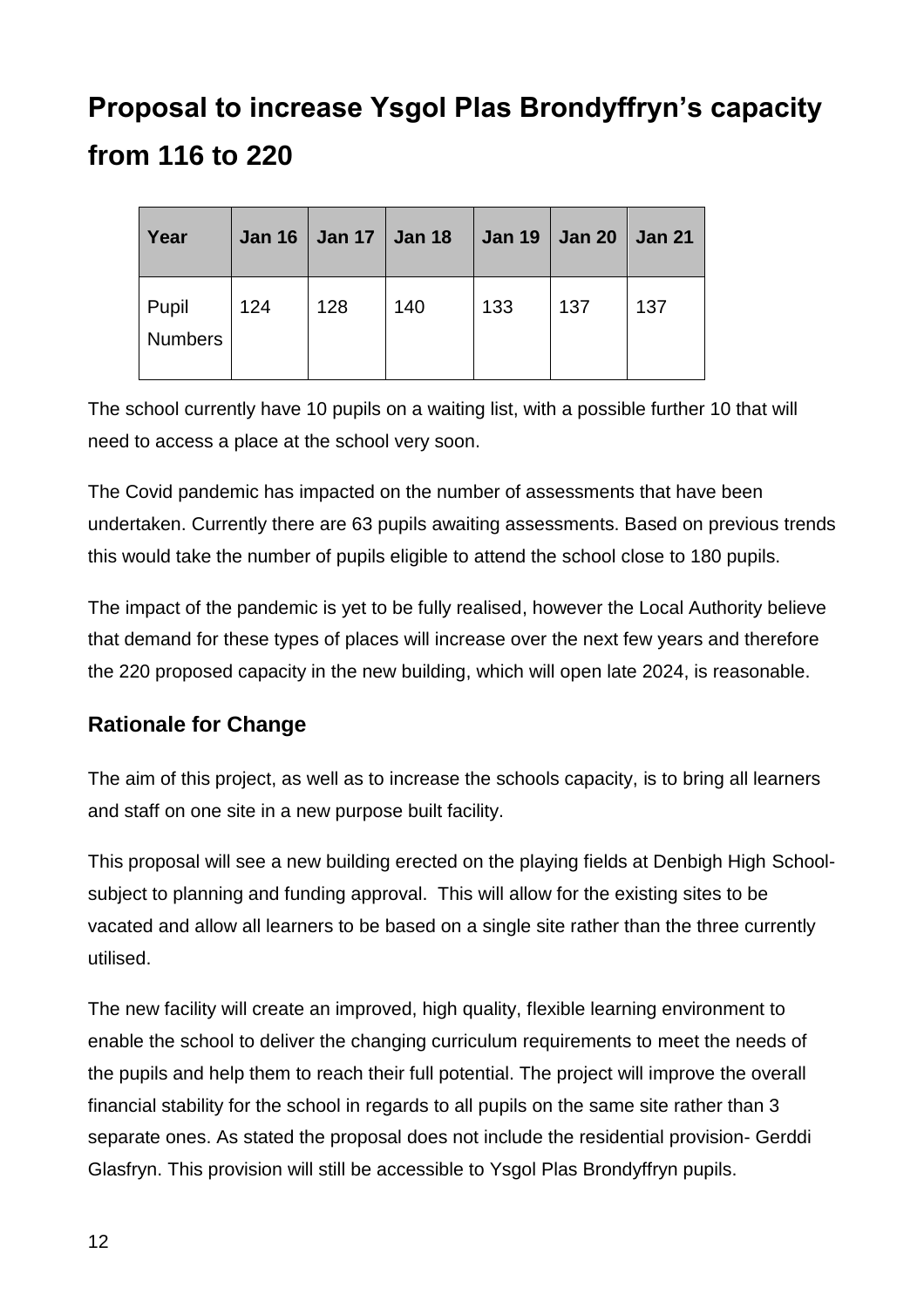# Proposal to increase Ysgol Plas Brondyffryn's capacity from 116 to 220

| Year | Jan 16 | Jan 17 | Jan 18 | Jan 19 | Jan 20 | Jan 21 |
|---|---|---|---|---|---|---|
| Pupil Numbers | 124 | 128 | 140 | 133 | 137 | 137 |

The school currently have 10 pupils on a waiting list, with a possible further 10 that will need to access a place at the school very soon.

The Covid pandemic has impacted on the number of assessments that have been undertaken. Currently there are 63 pupils awaiting assessments. Based on previous trends this would take the number of pupils eligible to attend the school close to 180 pupils.

The impact of the pandemic is yet to be fully realised, however the Local Authority believe that demand for these types of places will increase over the next few years and therefore the 220 proposed capacity in the new building, which will open late 2024, is reasonable.

## Rationale for Change

The aim of this project, as well as to increase the schools capacity, is to bring all learners and staff on one site in a new purpose built facility.

This proposal will see a new building erected on the playing fields at Denbigh High School- subject to planning and funding approval. This will allow for the existing sites to be vacated and allow all learners to be based on a single site rather than the three currently utilised.

The new facility will create an improved, high quality, flexible learning environment to enable the school to deliver the changing curriculum requirements to meet the needs of the pupils and help them to reach their full potential. The project will improve the overall financial stability for the school in regards to all pupils on the same site rather than 3 separate ones. As stated the proposal does not include the residential provision- Gerddi Glasfryn. This provision will still be accessible to Ysgol Plas Brondyffryn pupils.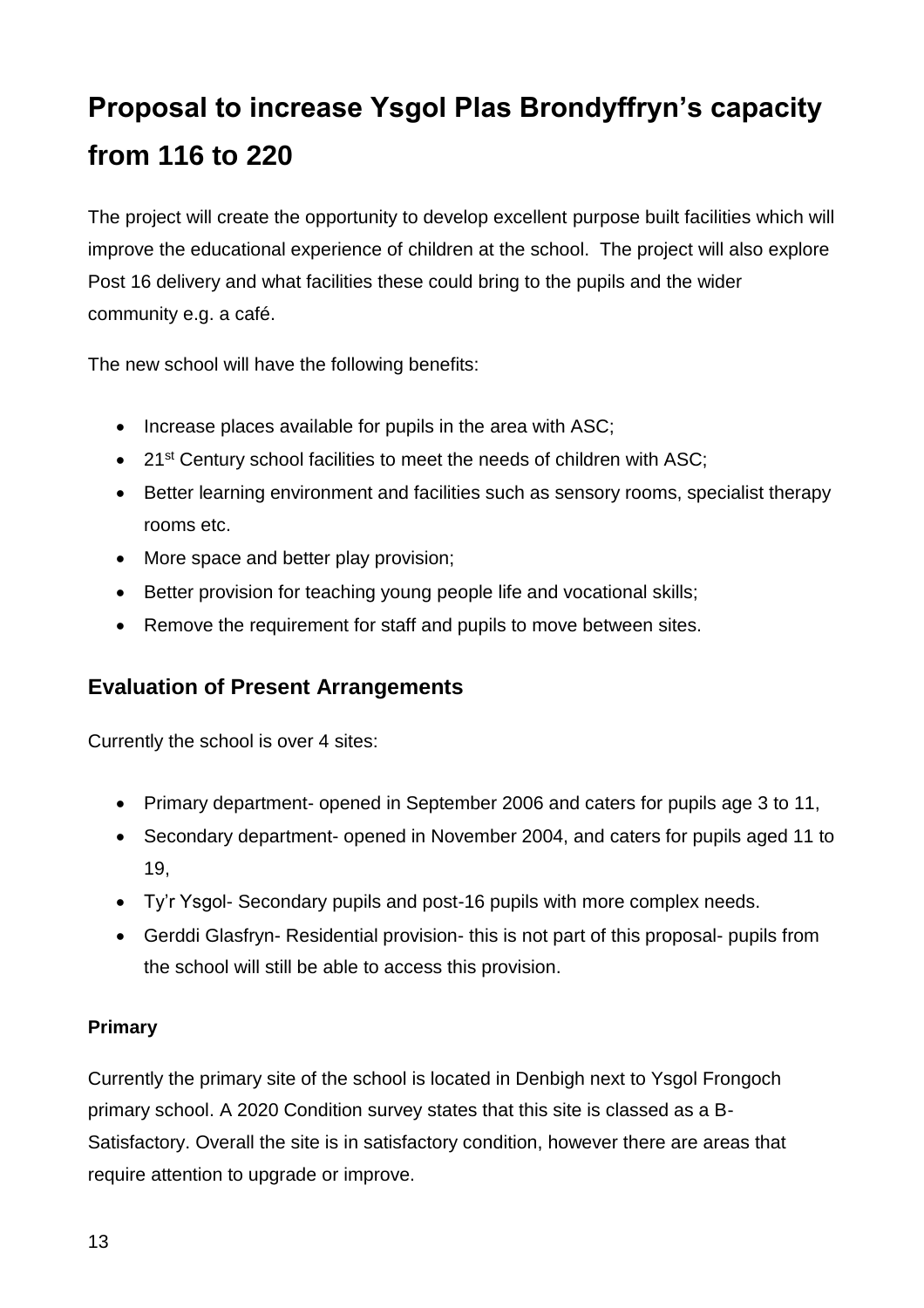# Proposal to increase Ysgol Plas Brondyffryn's capacity from 116 to 220

The project will create the opportunity to develop excellent purpose built facilities which will improve the educational experience of children at the school. The project will also explore Post 16 delivery and what facilities these could bring to the pupils and the wider community e.g. a café.

The new school will have the following benefits:

- Increase places available for pupils in the area with ASC;
- 21st Century school facilities to meet the needs of children with ASC;
- Better learning environment and facilities such as sensory rooms, specialist therapy rooms etc.
- More space and better play provision;
- Better provision for teaching young people life and vocational skills;
- Remove the requirement for staff and pupils to move between sites.

## Evaluation of Present Arrangements

Currently the school is over 4 sites:

- Primary department- opened in September 2006 and caters for pupils age 3 to 11,
- Secondary department- opened in November 2004, and caters for pupils aged 11 to 19,
- Ty'r Ysgol- Secondary pupils and post-16 pupils with more complex needs.
- Gerddi Glasfryn- Residential provision- this is not part of this proposal- pupils from the school will still be able to access this provision.

### Primary

Currently the primary site of the school is located in Denbigh next to Ysgol Frongoch primary school. A 2020 Condition survey states that this site is classed as a B-Satisfactory. Overall the site is in satisfactory condition, however there are areas that require attention to upgrade or improve.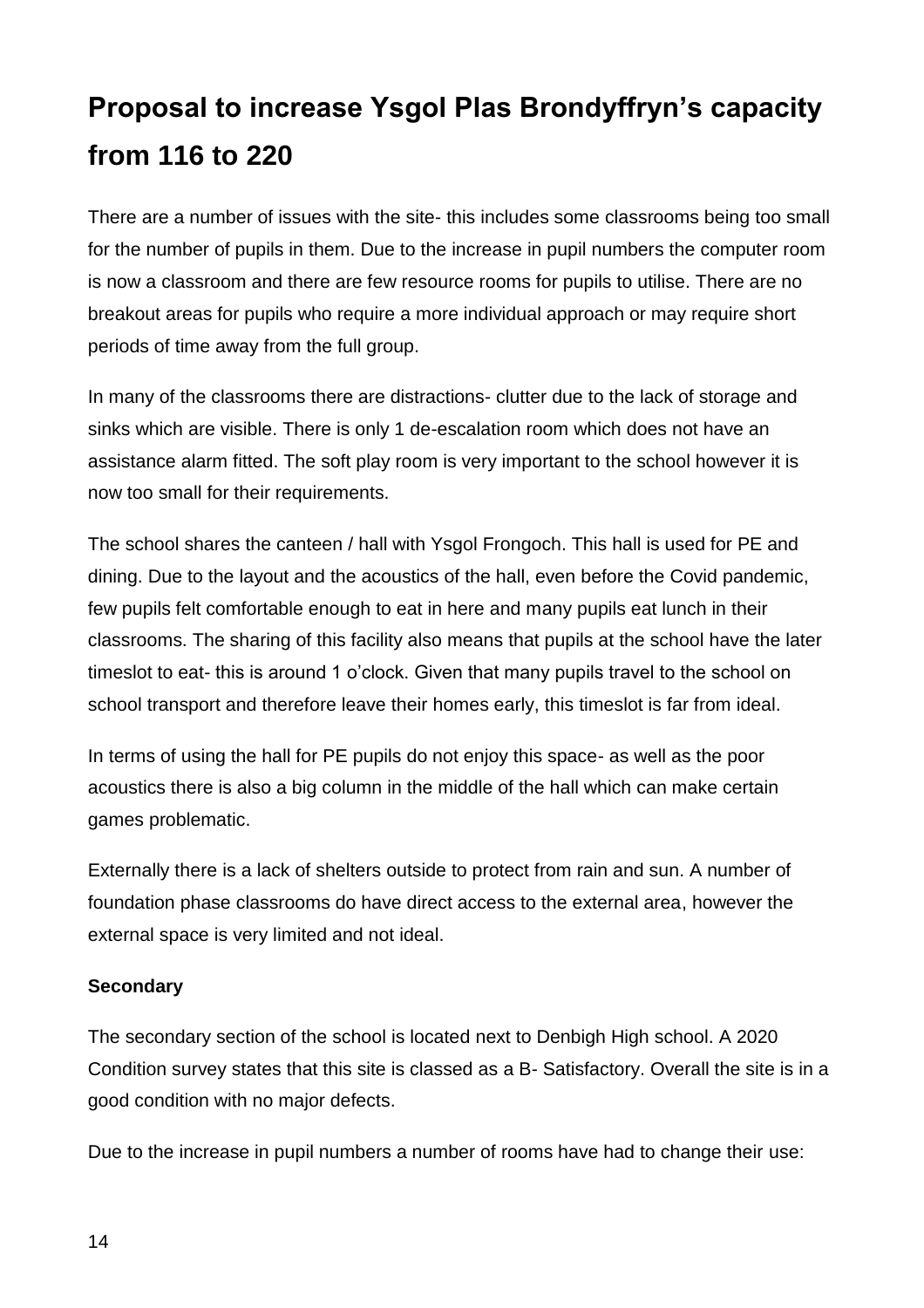# Proposal to increase Ysgol Plas Brondyffryn's capacity from 116 to 220

There are a number of issues with the site- this includes some classrooms being too small for the number of pupils in them. Due to the increase in pupil numbers the computer room is now a classroom and there are few resource rooms for pupils to utilise. There are no breakout areas for pupils who require a more individual approach or may require short periods of time away from the full group.

In many of the classrooms there are distractions- clutter due to the lack of storage and sinks which are visible. There is only 1 de-escalation room which does not have an assistance alarm fitted. The soft play room is very important to the school however it is now too small for their requirements.

The school shares the canteen / hall with Ysgol Frongoch. This hall is used for PE and dining. Due to the layout and the acoustics of the hall, even before the Covid pandemic, few pupils felt comfortable enough to eat in here and many pupils eat lunch in their classrooms. The sharing of this facility also means that pupils at the school have the later timeslot to eat- this is around 1 o'clock. Given that many pupils travel to the school on school transport and therefore leave their homes early, this timeslot is far from ideal.

In terms of using the hall for PE pupils do not enjoy this space- as well as the poor acoustics there is also a big column in the middle of the hall which can make certain games problematic.

Externally there is a lack of shelters outside to protect from rain and sun. A number of foundation phase classrooms do have direct access to the external area, however the external space is very limited and not ideal.

**Secondary**

The secondary section of the school is located next to Denbigh High school. A 2020 Condition survey states that this site is classed as a B- Satisfactory. Overall the site is in a good condition with no major defects.

Due to the increase in pupil numbers a number of rooms have had to change their use: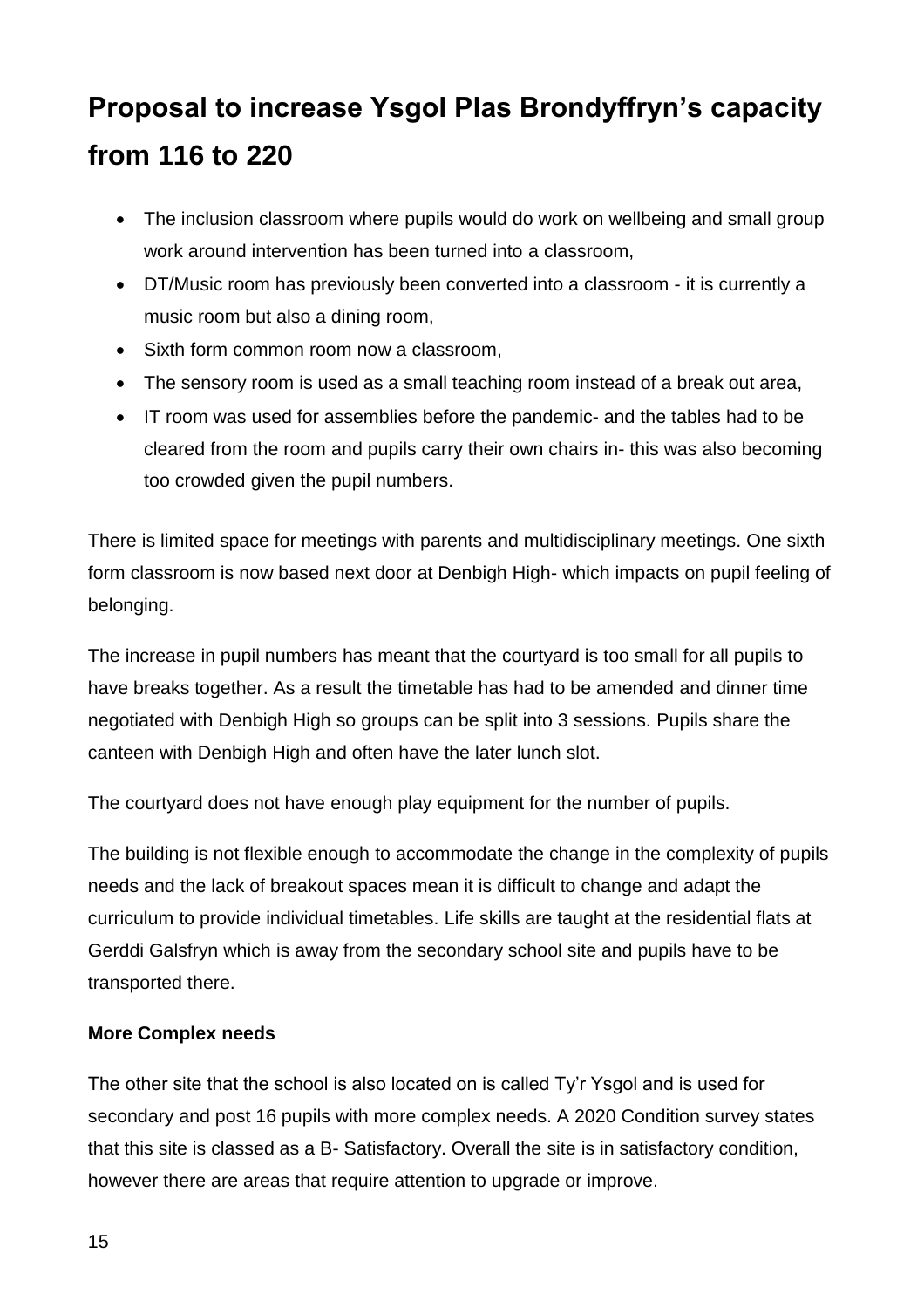## Proposal to increase Ysgol Plas Brondyffryn's capacity from 116 to 220

- The inclusion classroom where pupils would do work on wellbeing and small group work around intervention has been turned into a classroom,
- DT/Music room has previously been converted into a classroom - it is currently a music room but also a dining room,
- Sixth form common room now a classroom,
- The sensory room is used as a small teaching room instead of a break out area,
- IT room was used for assemblies before the pandemic- and the tables had to be cleared from the room and pupils carry their own chairs in- this was also becoming too crowded given the pupil numbers.

There is limited space for meetings with parents and multidisciplinary meetings. One sixth form classroom is now based next door at Denbigh High- which impacts on pupil feeling of belonging.

The increase in pupil numbers has meant that the courtyard is too small for all pupils to have breaks together. As a result the timetable has had to be amended and dinner time negotiated with Denbigh High so groups can be split into 3 sessions. Pupils share the canteen with Denbigh High and often have the later lunch slot.

The courtyard does not have enough play equipment for the number of pupils.

The building is not flexible enough to accommodate the change in the complexity of pupils needs and the lack of breakout spaces mean it is difficult to change and adapt the curriculum to provide individual timetables. Life skills are taught at the residential flats at Gerddi Galsfryn which is away from the secondary school site and pupils have to be transported there.

**More Complex needs**

The other site that the school is also located on is called Ty'r Ysgol and is used for secondary and post 16 pupils with more complex needs. A 2020 Condition survey states that this site is classed as a B- Satisfactory. Overall the site is in satisfactory condition, however there are areas that require attention to upgrade or improve.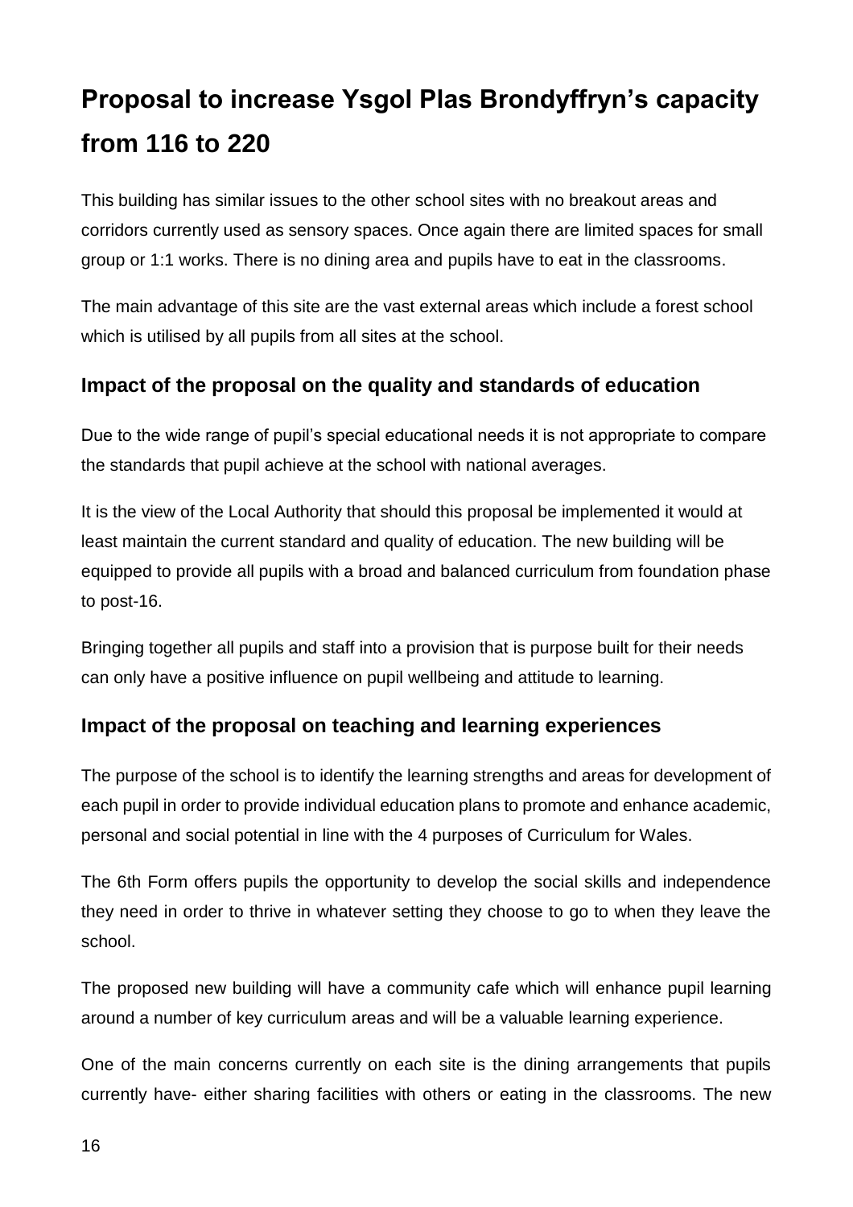# Proposal to increase Ysgol Plas Brondyffryn's capacity from 116 to 220

This building has similar issues to the other school sites with no breakout areas and corridors currently used as sensory spaces. Once again there are limited spaces for small group or 1:1 works. There is no dining area and pupils have to eat in the classrooms.

The main advantage of this site are the vast external areas which include a forest school which is utilised by all pupils from all sites at the school.

## Impact of the proposal on the quality and standards of education

Due to the wide range of pupil's special educational needs it is not appropriate to compare the standards that pupil achieve at the school with national averages.

It is the view of the Local Authority that should this proposal be implemented it would at least maintain the current standard and quality of education. The new building will be equipped to provide all pupils with a broad and balanced curriculum from foundation phase to post-16.

Bringing together all pupils and staff into a provision that is purpose built for their needs can only have a positive influence on pupil wellbeing and attitude to learning.

## Impact of the proposal on teaching and learning experiences

The purpose of the school is to identify the learning strengths and areas for development of each pupil in order to provide individual education plans to promote and enhance academic, personal and social potential in line with the 4 purposes of Curriculum for Wales.

The 6th Form offers pupils the opportunity to develop the social skills and independence they need in order to thrive in whatever setting they choose to go to when they leave the school.

The proposed new building will have a community cafe which will enhance pupil learning around a number of key curriculum areas and will be a valuable learning experience.

One of the main concerns currently on each site is the dining arrangements that pupils currently have- either sharing facilities with others or eating in the classrooms. The new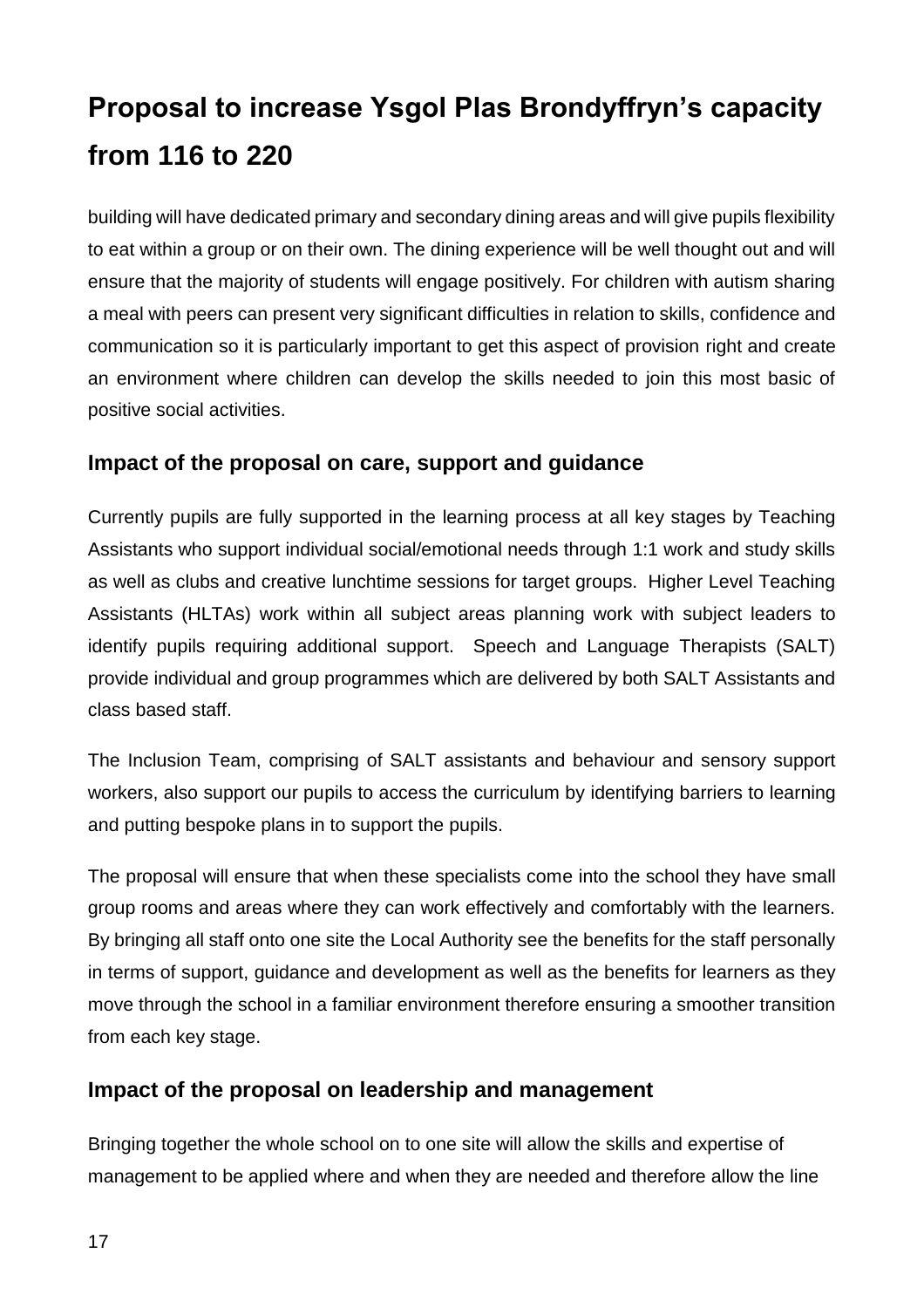building will have dedicated primary and secondary dining areas and will give pupils flexibility to eat within a group or on their own. The dining experience will be well thought out and will ensure that the majority of students will engage positively. For children with autism sharing a meal with peers can present very significant difficulties in relation to skills, confidence and communication so it is particularly important to get this aspect of provision right and create an environment where children can develop the skills needed to join this most basic of positive social activities.

### Impact of the proposal on care, support and guidance

Currently pupils are fully supported in the learning process at all key stages by Teaching Assistants who support individual social/emotional needs through 1:1 work and study skills as well as clubs and creative lunchtime sessions for target groups. Higher Level Teaching Assistants (HLTAs) work within all subject areas planning work with subject leaders to identify pupils requiring additional support. Speech and Language Therapists (SALT) provide individual and group programmes which are delivered by both SALT Assistants and class based staff.

The Inclusion Team, comprising of SALT assistants and behaviour and sensory support workers, also support our pupils to access the curriculum by identifying barriers to learning and putting bespoke plans in to support the pupils.

The proposal will ensure that when these specialists come into the school they have small group rooms and areas where they can work effectively and comfortably with the learners. By bringing all staff onto one site the Local Authority see the benefits for the staff personally in terms of support, guidance and development as well as the benefits for learners as they move through the school in a familiar environment therefore ensuring a smoother transition from each key stage.

### Impact of the proposal on leadership and management

Bringing together the whole school on to one site will allow the skills and expertise of management to be applied where and when they are needed and therefore allow the line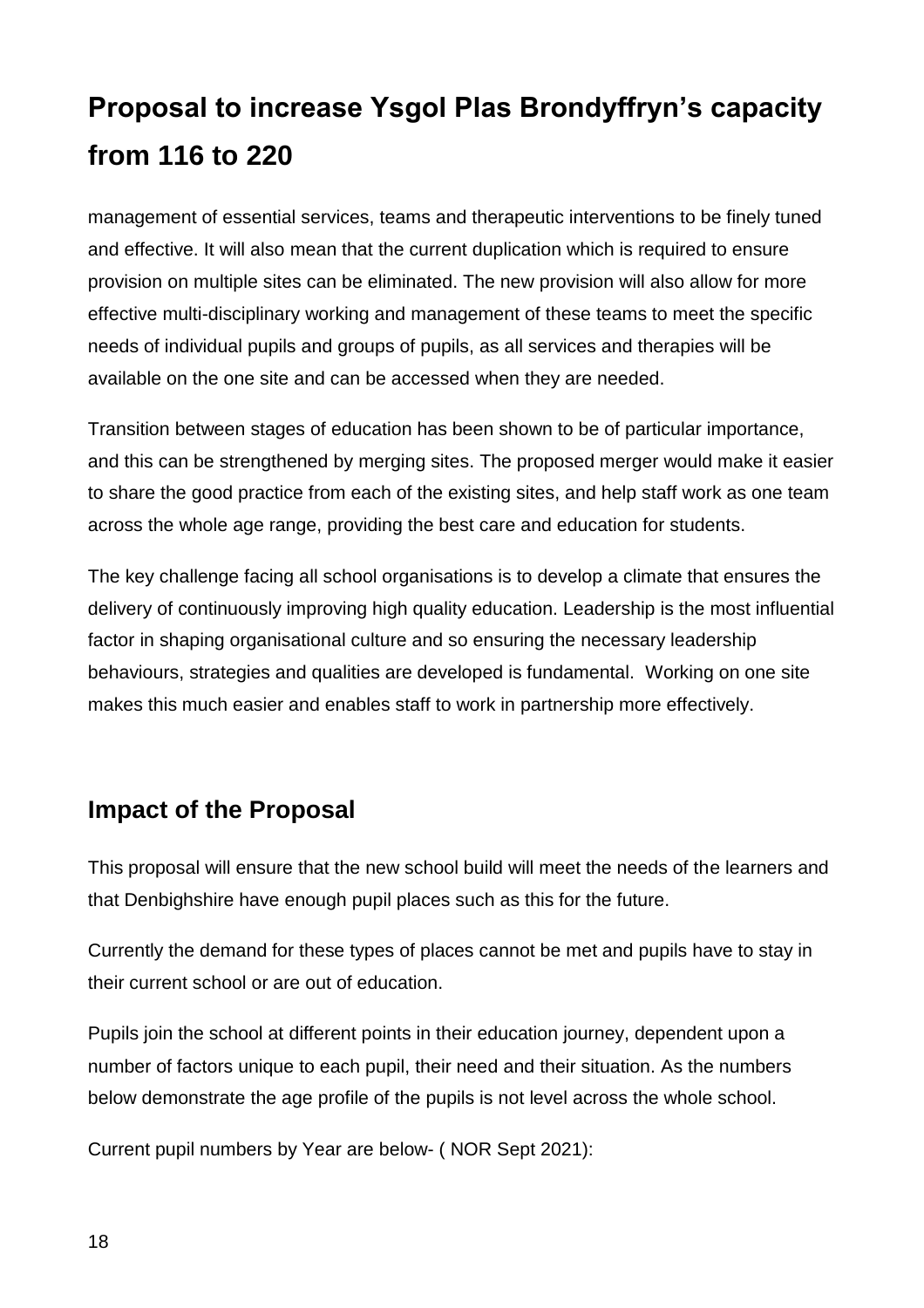# Proposal to increase Ysgol Plas Brondyffryn's capacity from 116 to 220

management of essential services, teams and therapeutic interventions to be finely tuned and effective. It will also mean that the current duplication which is required to ensure provision on multiple sites can be eliminated. The new provision will also allow for more effective multi-disciplinary working and management of these teams to meet the specific needs of individual pupils and groups of pupils, as all services and therapies will be available on the one site and can be accessed when they are needed.

Transition between stages of education has been shown to be of particular importance, and this can be strengthened by merging sites. The proposed merger would make it easier to share the good practice from each of the existing sites, and help staff work as one team across the whole age range, providing the best care and education for students.

The key challenge facing all school organisations is to develop a climate that ensures the delivery of continuously improving high quality education. Leadership is the most influential factor in shaping organisational culture and so ensuring the necessary leadership behaviours, strategies and qualities are developed is fundamental. Working on one site makes this much easier and enables staff to work in partnership more effectively.

## Impact of the Proposal

This proposal will ensure that the new school build will meet the needs of the learners and that Denbighshire have enough pupil places such as this for the future.

Currently the demand for these types of places cannot be met and pupils have to stay in their current school or are out of education.

Pupils join the school at different points in their education journey, dependent upon a number of factors unique to each pupil, their need and their situation. As the numbers below demonstrate the age profile of the pupils is not level across the whole school.

Current pupil numbers by Year are below- ( NOR Sept 2021):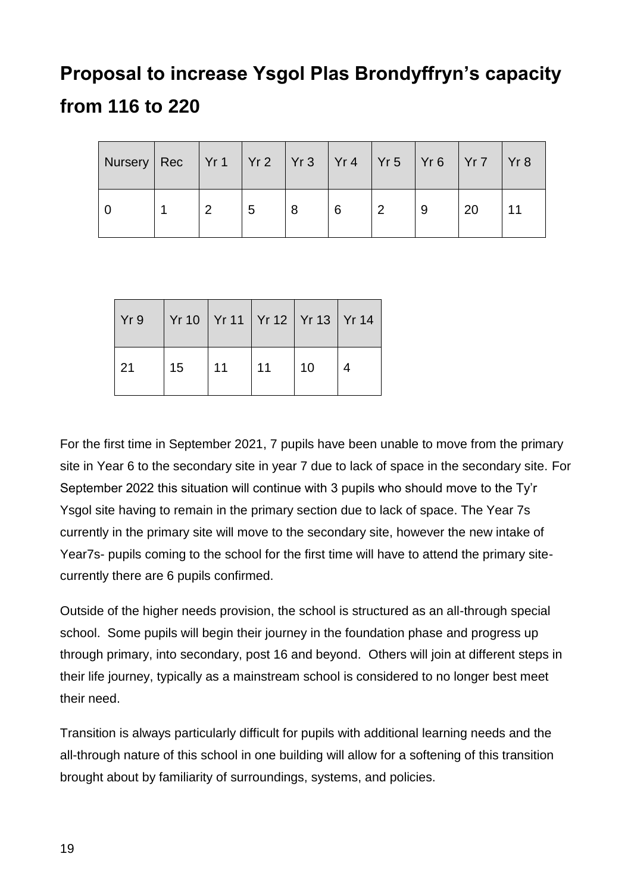# Proposal to increase Ysgol Plas Brondyffryn's capacity from 116 to 220

| Nursery | Rec | Yr 1 | Yr 2 | Yr 3 | Yr 4 | Yr 5 | Yr 6 | Yr 7 | Yr 8 |
|---|---|---|---|---|---|---|---|---|---|
| 0 | 1 | 2 | 5 | 8 | 6 | 2 | 9 | 20 | 11 |

| Yr 9 | Yr 10 | Yr 11 | Yr 12 | Yr 13 | Yr 14 |
|---|---|---|---|---|---|
| 21 | 15 | 11 | 11 | 10 | 4 |

For the first time in September 2021, 7 pupils have been unable to move from the primary site in Year 6 to the secondary site in year 7 due to lack of space in the secondary site. For September 2022 this situation will continue with 3 pupils who should move to the Ty'r Ysgol site having to remain in the primary section due to lack of space. The Year 7s currently in the primary site will move to the secondary site, however the new intake of Year7s- pupils coming to the school for the first time will have to attend the primary site- currently there are 6 pupils confirmed.

Outside of the higher needs provision, the school is structured as an all-through special school. Some pupils will begin their journey in the foundation phase and progress up through primary, into secondary, post 16 and beyond. Others will join at different steps in their life journey, typically as a mainstream school is considered to no longer best meet their need.

Transition is always particularly difficult for pupils with additional learning needs and the all-through nature of this school in one building will allow for a softening of this transition brought about by familiarity of surroundings, systems, and policies.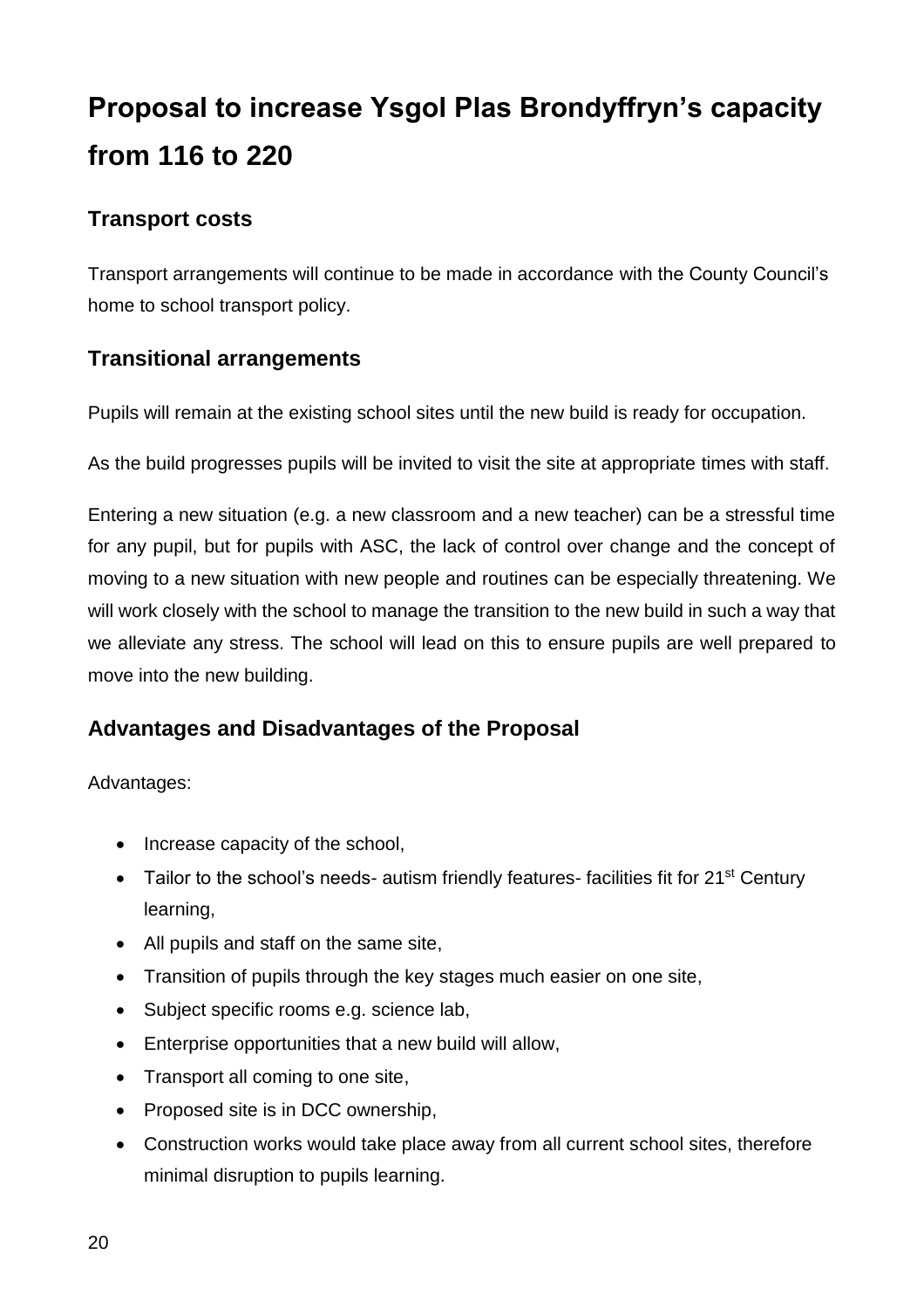# Proposal to increase Ysgol Plas Brondyffryn's capacity from 116 to 220

## Transport costs

Transport arrangements will continue to be made in accordance with the County Council's home to school transport policy.

## Transitional arrangements

Pupils will remain at the existing school sites until the new build is ready for occupation.

As the build progresses pupils will be invited to visit the site at appropriate times with staff.

Entering a new situation (e.g. a new classroom and a new teacher) can be a stressful time for any pupil, but for pupils with ASC, the lack of control over change and the concept of moving to a new situation with new people and routines can be especially threatening. We will work closely with the school to manage the transition to the new build in such a way that we alleviate any stress. The school will lead on this to ensure pupils are well prepared to move into the new building.

## Advantages and Disadvantages of the Proposal

Advantages:

- Increase capacity of the school,
- Tailor to the school's needs- autism friendly features- facilities fit for 21st Century learning,
- All pupils and staff on the same site,
- Transition of pupils through the key stages much easier on one site,
- Subject specific rooms e.g. science lab,
- Enterprise opportunities that a new build will allow,
- Transport all coming to one site,
- Proposed site is in DCC ownership,
- Construction works would take place away from all current school sites, therefore minimal disruption to pupils learning.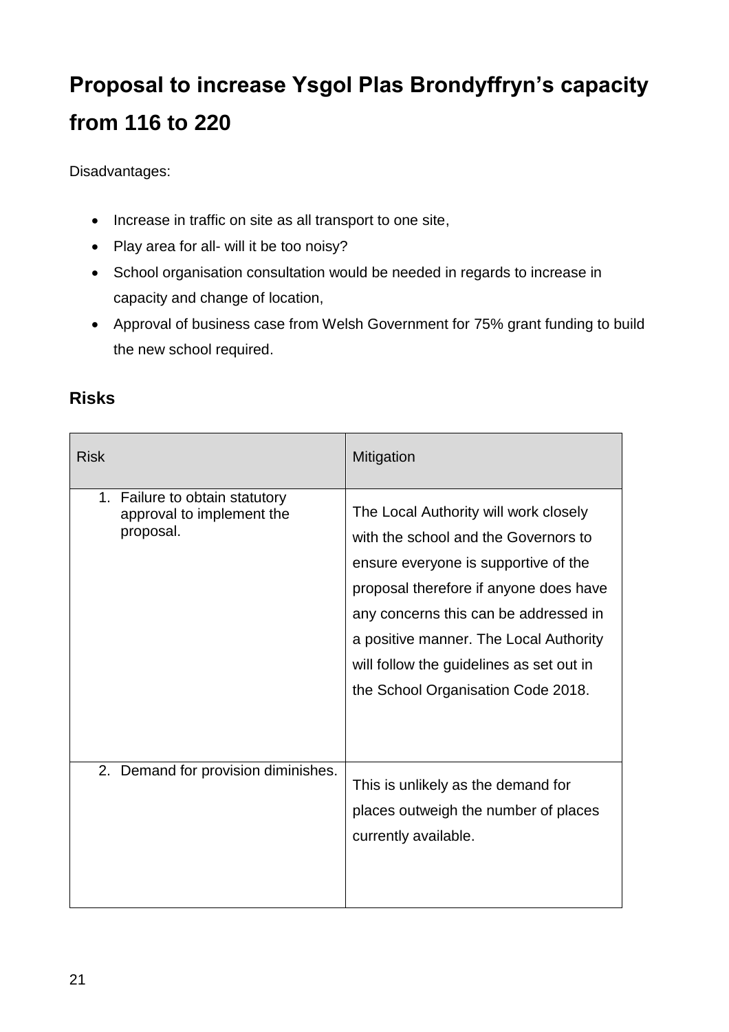## Proposal to increase Ysgol Plas Brondyffryn's capacity from 116 to 220

Disadvantages:

- Increase in traffic on site as all transport to one site,
- Play area for all- will it be too noisy?
- School organisation consultation would be needed in regards to increase in capacity and change of location,
- Approval of business case from Welsh Government for 75% grant funding to build the new school required.

### Risks

| Risk | Mitigation |
| --- | --- |
| 1. Failure to obtain statutory approval to implement the proposal. | The Local Authority will work closely with the school and the Governors to ensure everyone is supportive of the proposal therefore if anyone does have any concerns this can be addressed in a positive manner. The Local Authority will follow the guidelines as set out in the School Organisation Code 2018. |
| 2. Demand for provision diminishes. | This is unlikely as the demand for places outweigh the number of places currently available. |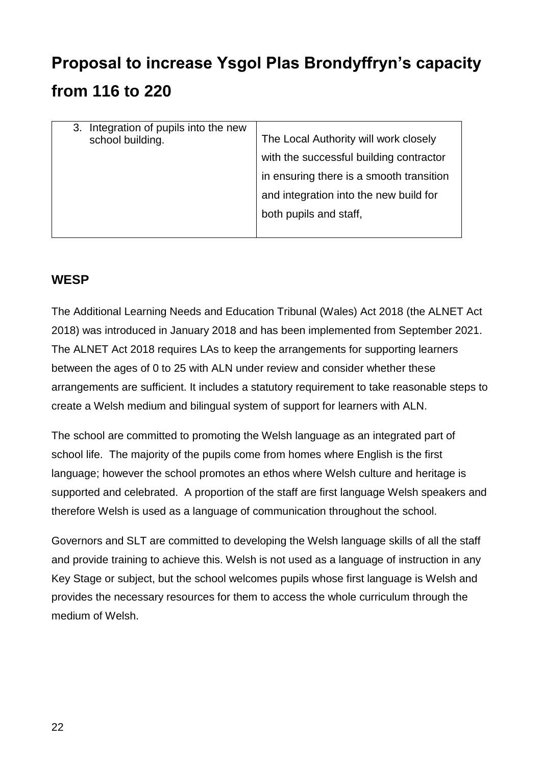# Proposal to increase Ysgol Plas Brondyffryn's capacity from 116 to 220

| | |
|---|---|
| 3. Integration of pupils into the new school building. | The Local Authority will work closely with the successful building contractor in ensuring there is a smooth transition and integration into the new build for both pupils and staff, |

## WESP

The Additional Learning Needs and Education Tribunal (Wales) Act 2018 (the ALNET Act 2018) was introduced in January 2018 and has been implemented from September 2021. The ALNET Act 2018 requires LAs to keep the arrangements for supporting learners between the ages of 0 to 25 with ALN under review and consider whether these arrangements are sufficient. It includes a statutory requirement to take reasonable steps to create a Welsh medium and bilingual system of support for learners with ALN.

The school are committed to promoting the Welsh language as an integrated part of school life. The majority of the pupils come from homes where English is the first language; however the school promotes an ethos where Welsh culture and heritage is supported and celebrated. A proportion of the staff are first language Welsh speakers and therefore Welsh is used as a language of communication throughout the school.

Governors and SLT are committed to developing the Welsh language skills of all the staff and provide training to achieve this. Welsh is not used as a language of instruction in any Key Stage or subject, but the school welcomes pupils whose first language is Welsh and provides the necessary resources for them to access the whole curriculum through the medium of Welsh.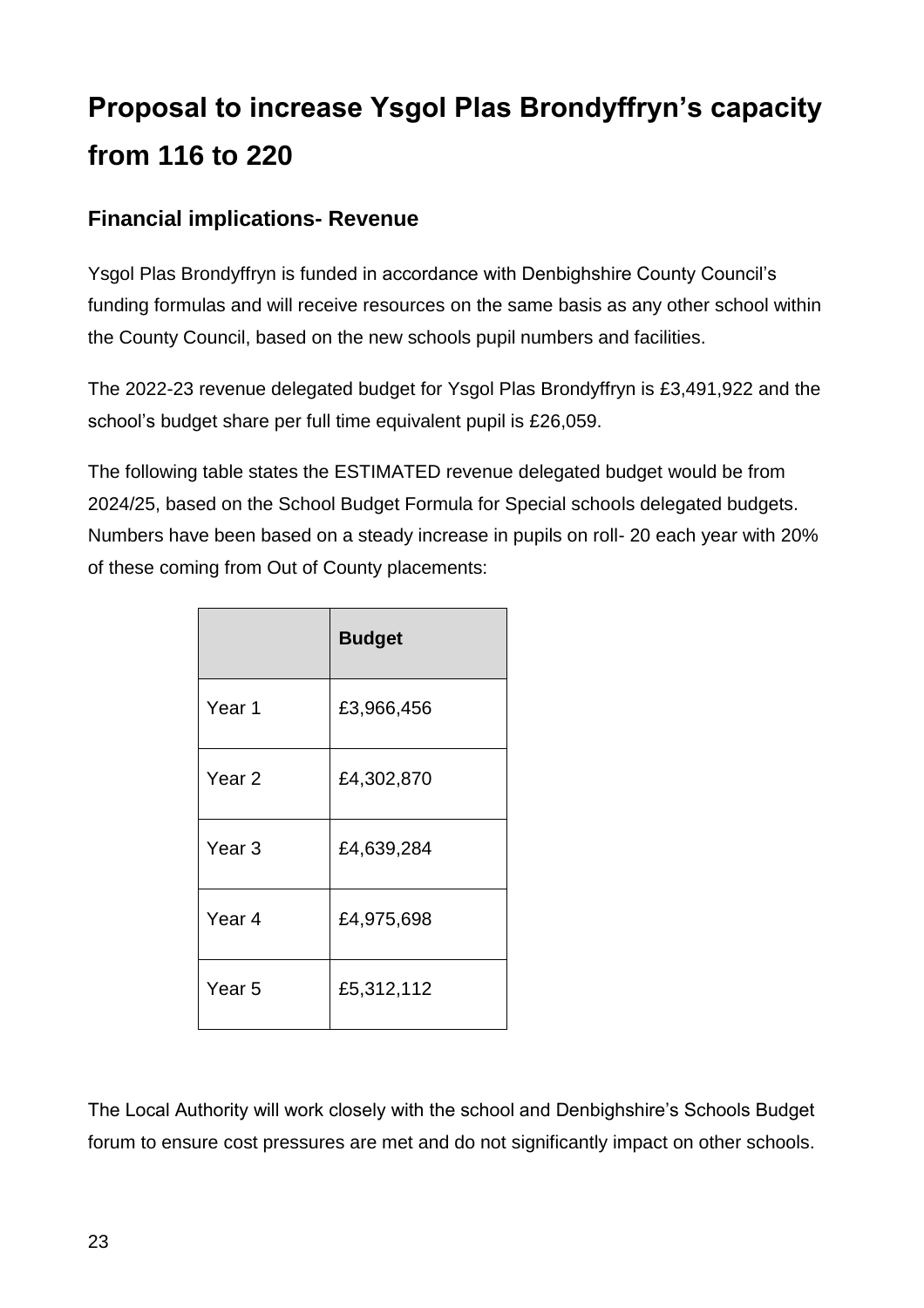# Proposal to increase Ysgol Plas Brondyffryn's capacity from 116 to 220

## Financial implications- Revenue

Ysgol Plas Brondyffryn is funded in accordance with Denbighshire County Council's funding formulas and will receive resources on the same basis as any other school within the County Council, based on the new schools pupil numbers and facilities.

The 2022-23 revenue delegated budget for Ysgol Plas Brondyffryn is £3,491,922 and the school's budget share per full time equivalent pupil is £26,059.

The following table states the ESTIMATED revenue delegated budget would be from 2024/25, based on the School Budget Formula for Special schools delegated budgets. Numbers have been based on a steady increase in pupils on roll- 20 each year with 20% of these coming from Out of County placements:

| | **Budget** |
|---|---|
| Year 1 | £3,966,456 |
| Year 2 | £4,302,870 |
| Year 3 | £4,639,284 |
| Year 4 | £4,975,698 |
| Year 5 | £5,312,112 |

The Local Authority will work closely with the school and Denbighshire's Schools Budget forum to ensure cost pressures are met and do not significantly impact on other schools.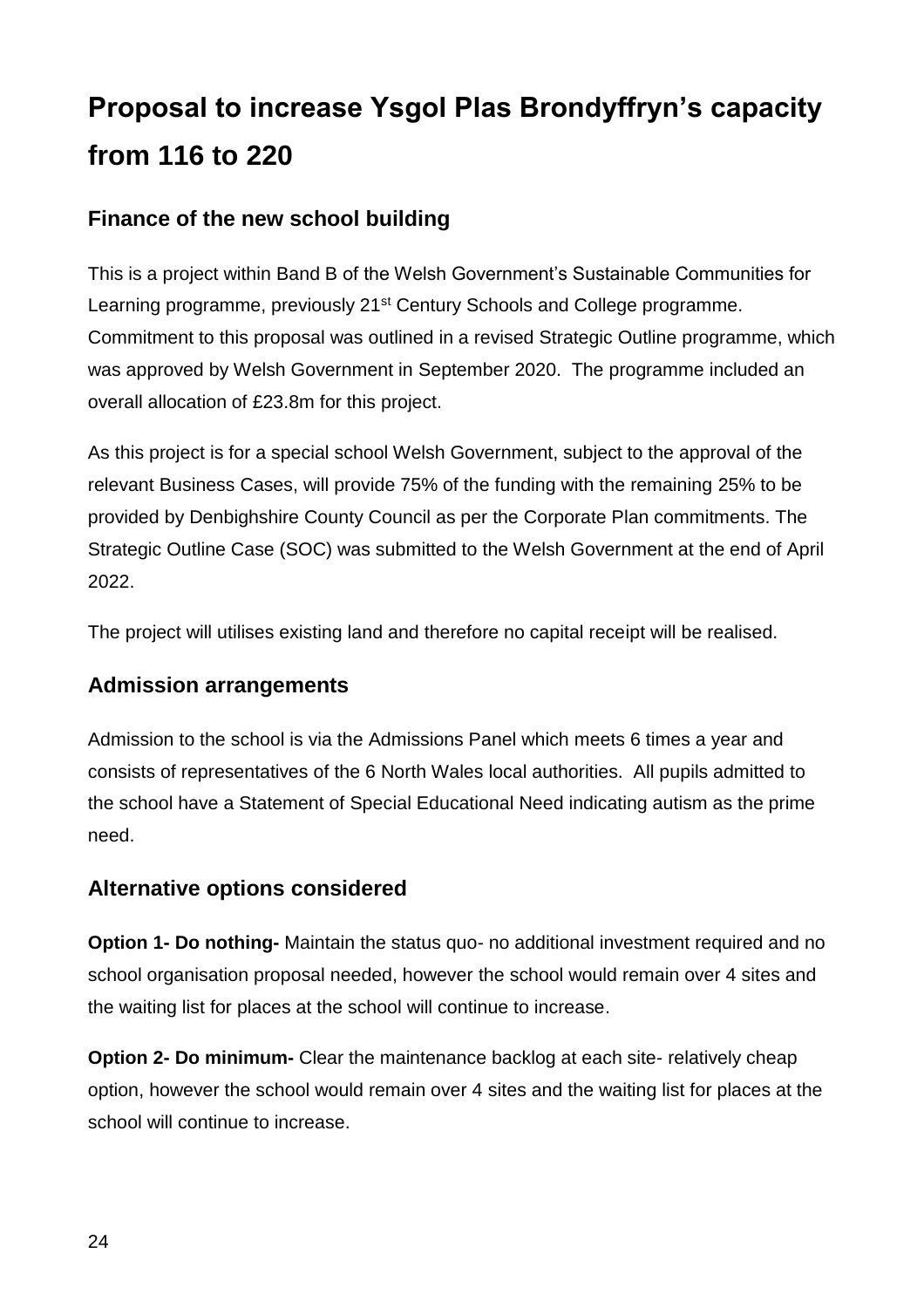# Proposal to increase Ysgol Plas Brondyffryn's capacity from 116 to 220

## Finance of the new school building

This is a project within Band B of the Welsh Government's Sustainable Communities for Learning programme, previously 21st Century Schools and College programme. Commitment to this proposal was outlined in a revised Strategic Outline programme, which was approved by Welsh Government in September 2020. The programme included an overall allocation of £23.8m for this project.

As this project is for a special school Welsh Government, subject to the approval of the relevant Business Cases, will provide 75% of the funding with the remaining 25% to be provided by Denbighshire County Council as per the Corporate Plan commitments. The Strategic Outline Case (SOC) was submitted to the Welsh Government at the end of April 2022.

The project will utilises existing land and therefore no capital receipt will be realised.

## Admission arrangements

Admission to the school is via the Admissions Panel which meets 6 times a year and consists of representatives of the 6 North Wales local authorities. All pupils admitted to the school have a Statement of Special Educational Need indicating autism as the prime need.

## Alternative options considered

**Option 1- Do nothing-** Maintain the status quo- no additional investment required and no school organisation proposal needed, however the school would remain over 4 sites and the waiting list for places at the school will continue to increase.

**Option 2- Do minimum-** Clear the maintenance backlog at each site- relatively cheap option, however the school would remain over 4 sites and the waiting list for places at the school will continue to increase.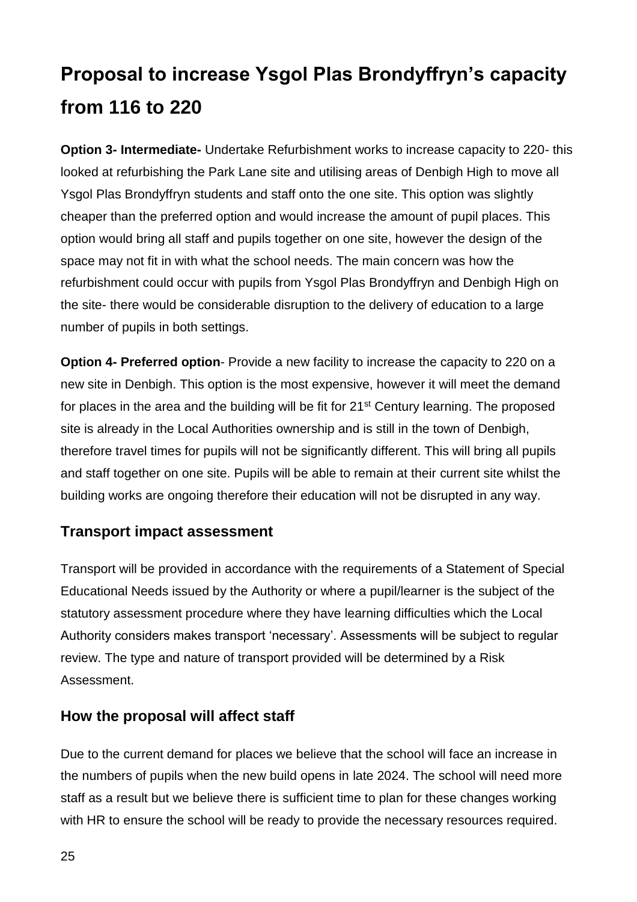# Proposal to increase Ysgol Plas Brondyffryn's capacity from 116 to 220

**Option 3- Intermediate-** Undertake Refurbishment works to increase capacity to 220- this looked at refurbishing the Park Lane site and utilising areas of Denbigh High to move all Ysgol Plas Brondyffryn students and staff onto the one site. This option was slightly cheaper than the preferred option and would increase the amount of pupil places. This option would bring all staff and pupils together on one site, however the design of the space may not fit in with what the school needs. The main concern was how the refurbishment could occur with pupils from Ysgol Plas Brondyffryn and Denbigh High on the site- there would be considerable disruption to the delivery of education to a large number of pupils in both settings.

**Option 4- Preferred option**- Provide a new facility to increase the capacity to 220 on a new site in Denbigh. This option is the most expensive, however it will meet the demand for places in the area and the building will be fit for 21st Century learning. The proposed site is already in the Local Authorities ownership and is still in the town of Denbigh, therefore travel times for pupils will not be significantly different. This will bring all pupils and staff together on one site. Pupils will be able to remain at their current site whilst the building works are ongoing therefore their education will not be disrupted in any way.

## Transport impact assessment

Transport will be provided in accordance with the requirements of a Statement of Special Educational Needs issued by the Authority or where a pupil/learner is the subject of the statutory assessment procedure where they have learning difficulties which the Local Authority considers makes transport 'necessary'. Assessments will be subject to regular review. The type and nature of transport provided will be determined by a Risk Assessment.

## How the proposal will affect staff

Due to the current demand for places we believe that the school will face an increase in the numbers of pupils when the new build opens in late 2024. The school will need more staff as a result but we believe there is sufficient time to plan for these changes working with HR to ensure the school will be ready to provide the necessary resources required.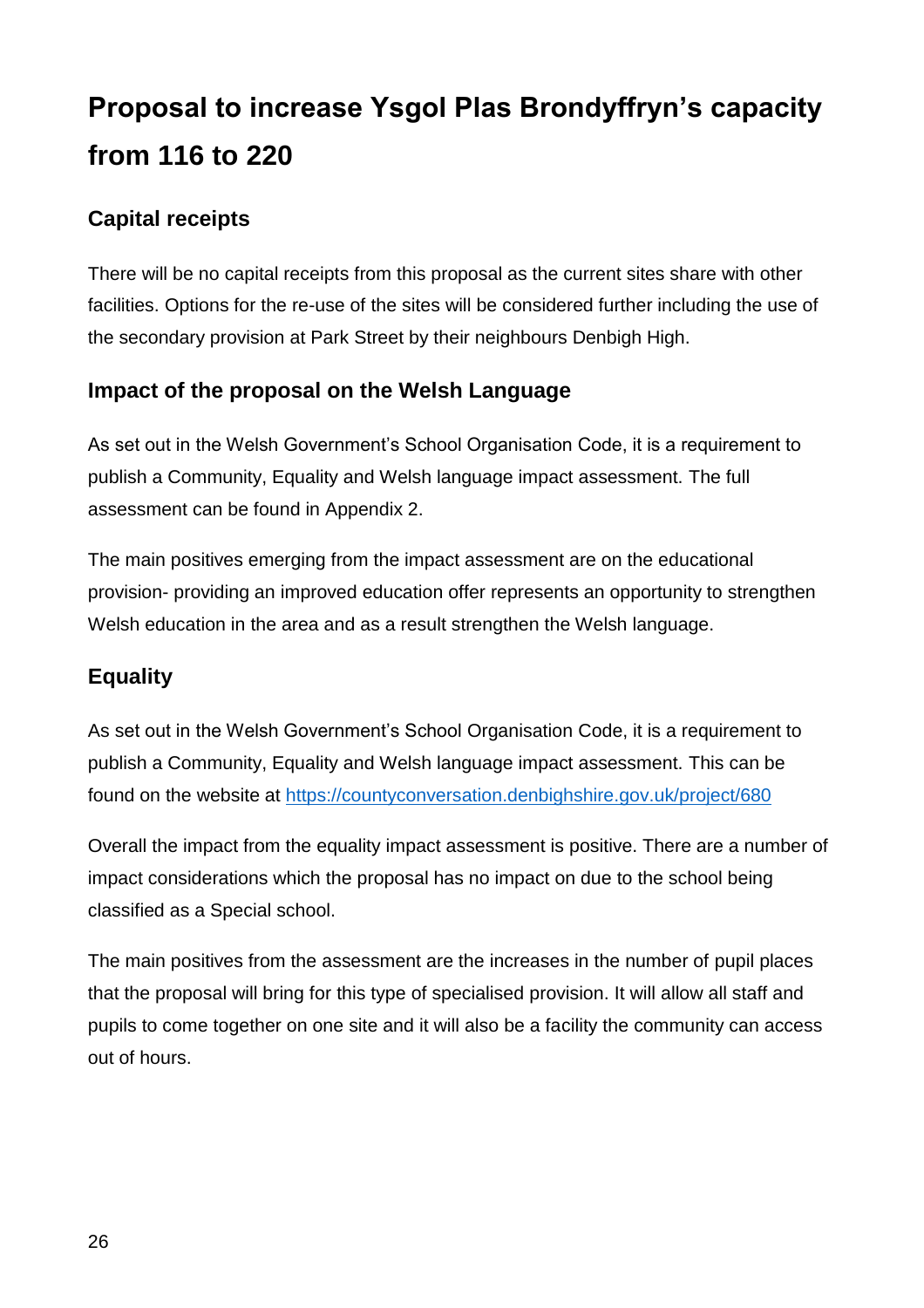# Proposal to increase Ysgol Plas Brondyffryn's capacity from 116 to 220

## Capital receipts

There will be no capital receipts from this proposal as the current sites share with other facilities. Options for the re-use of the sites will be considered further including the use of the secondary provision at Park Street by their neighbours Denbigh High.

## Impact of the proposal on the Welsh Language

As set out in the Welsh Government's School Organisation Code, it is a requirement to publish a Community, Equality and Welsh language impact assessment. The full assessment can be found in Appendix 2.

The main positives emerging from the impact assessment are on the educational provision- providing an improved education offer represents an opportunity to strengthen Welsh education in the area and as a result strengthen the Welsh language.

## Equality

As set out in the Welsh Government's School Organisation Code, it is a requirement to publish a Community, Equality and Welsh language impact assessment. This can be found on the website at https://countyconversation.denbighshire.gov.uk/project/680

Overall the impact from the equality impact assessment is positive. There are a number of impact considerations which the proposal has no impact on due to the school being classified as a Special school.

The main positives from the assessment are the increases in the number of pupil places that the proposal will bring for this type of specialised provision. It will allow all staff and pupils to come together on one site and it will also be a facility the community can access out of hours.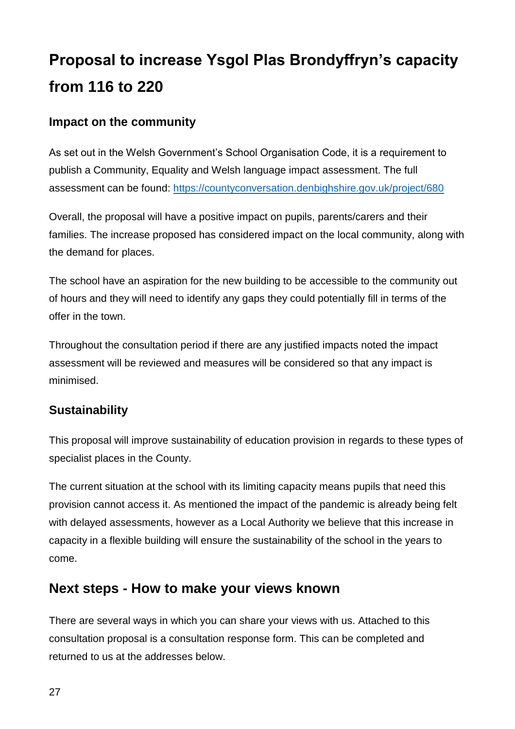# Proposal to increase Ysgol Plas Brondyffryn's capacity from 116 to 220

### Impact on the community

As set out in the Welsh Government's School Organisation Code, it is a requirement to publish a Community, Equality and Welsh language impact assessment. The full assessment can be found: [https://countyconversation.denbighshire.gov.uk/project/680](https://countyconversation.denbighshire.gov.uk/project/680)

Overall, the proposal will have a positive impact on pupils, parents/carers and their families. The increase proposed has considered impact on the local community, along with the demand for places.

The school have an aspiration for the new building to be accessible to the community out of hours and they will need to identify any gaps they could potentially fill in terms of the offer in the town.

Throughout the consultation period if there are any justified impacts noted the impact assessment will be reviewed and measures will be considered so that any impact is minimised.

### Sustainability

This proposal will improve sustainability of education provision in regards to these types of specialist places in the County.

The current situation at the school with its limiting capacity means pupils that need this provision cannot access it. As mentioned the impact of the pandemic is already being felt with delayed assessments, however as a Local Authority we believe that this increase in capacity in a flexible building will ensure the sustainability of the school in the years to come.

## Next steps - How to make your views known

There are several ways in which you can share your views with us. Attached to this consultation proposal is a consultation response form. This can be completed and returned to us at the addresses below.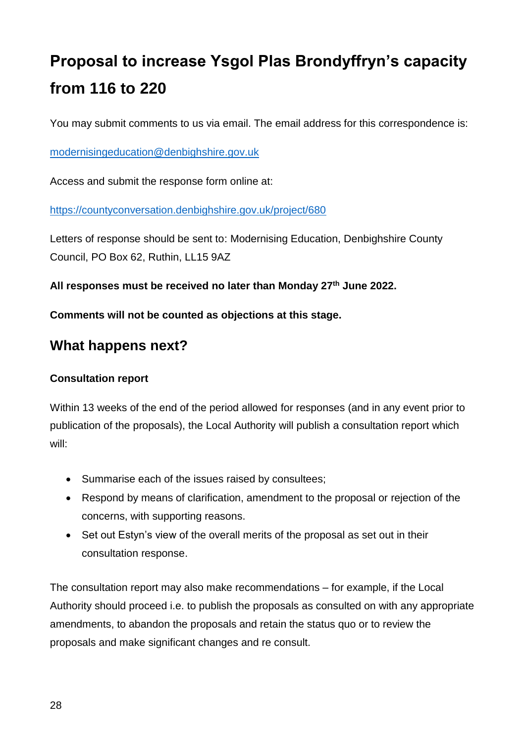# Proposal to increase Ysgol Plas Brondyffryn's capacity from 116 to 220

You may submit comments to us via email. The email address for this correspondence is:

modernisingeducation@denbighshire.gov.uk

Access and submit the response form online at:

https://countyconversation.denbighshire.gov.uk/project/680

Letters of response should be sent to: Modernising Education, Denbighshire County Council, PO Box 62, Ruthin, LL15 9AZ

**All responses must be received no later than Monday 27th June 2022.**

**Comments will not be counted as objections at this stage.**

## What happens next?

### Consultation report

Within 13 weeks of the end of the period allowed for responses (and in any event prior to publication of the proposals), the Local Authority will publish a consultation report which will:

- Summarise each of the issues raised by consultees;
- Respond by means of clarification, amendment to the proposal or rejection of the concerns, with supporting reasons.
- Set out Estyn's view of the overall merits of the proposal as set out in their consultation response.

The consultation report may also make recommendations – for example, if the Local Authority should proceed i.e. to publish the proposals as consulted on with any appropriate amendments, to abandon the proposals and retain the status quo or to review the proposals and make significant changes and re consult.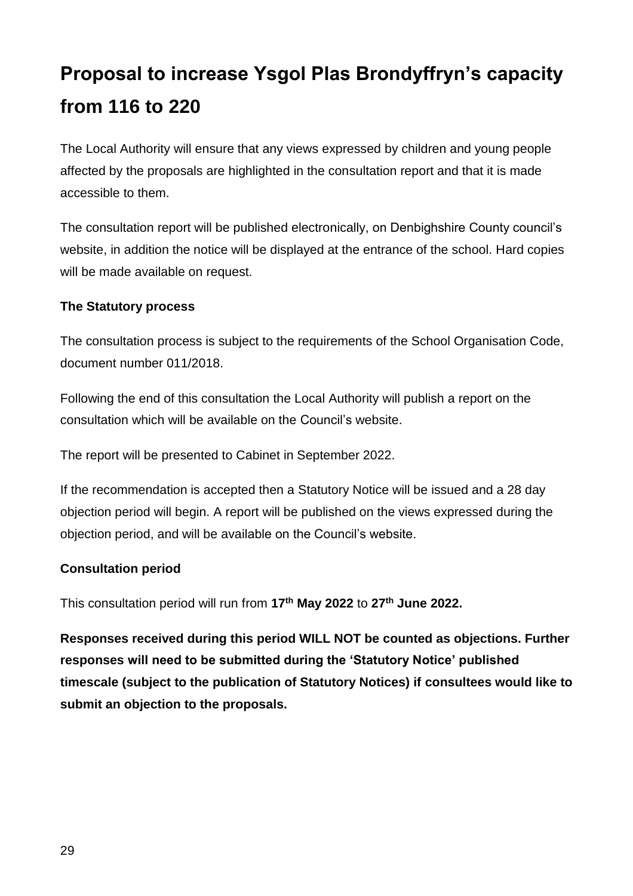# Proposal to increase Ysgol Plas Brondyffryn's capacity from 116 to 220

The Local Authority will ensure that any views expressed by children and young people affected by the proposals are highlighted in the consultation report and that it is made accessible to them.

The consultation report will be published electronically, on Denbighshire County council's website, in addition the notice will be displayed at the entrance of the school. Hard copies will be made available on request.

**The Statutory process**

The consultation process is subject to the requirements of the School Organisation Code, document number 011/2018.

Following the end of this consultation the Local Authority will publish a report on the consultation which will be available on the Council's website.

The report will be presented to Cabinet in September 2022.

If the recommendation is accepted then a Statutory Notice will be issued and a 28 day objection period will begin. A report will be published on the views expressed during the objection period, and will be available on the Council's website.

**Consultation period**

This consultation period will run from **17th May 2022** to **27th June 2022.**

**Responses received during this period WILL NOT be counted as objections. Further responses will need to be submitted during the 'Statutory Notice' published timescale (subject to the publication of Statutory Notices) if consultees would like to submit an objection to the proposals.**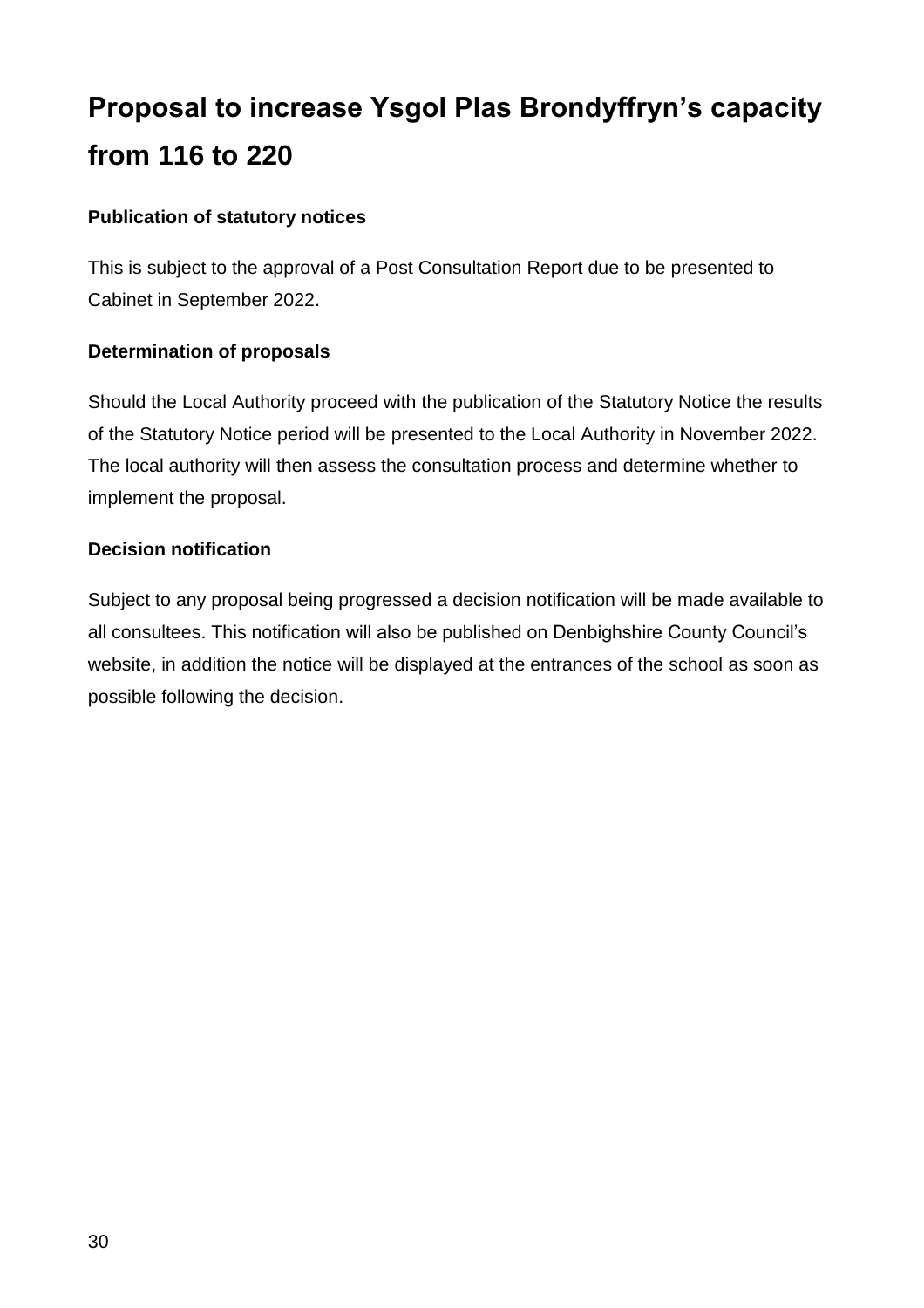# Proposal to increase Ysgol Plas Brondyffryn's capacity from 116 to 220

**Publication of statutory notices**

This is subject to the approval of a Post Consultation Report due to be presented to Cabinet in September 2022.

**Determination of proposals**

Should the Local Authority proceed with the publication of the Statutory Notice the results of the Statutory Notice period will be presented to the Local Authority in November 2022. The local authority will then assess the consultation process and determine whether to implement the proposal.

**Decision notification**

Subject to any proposal being progressed a decision notification will be made available to all consultees. This notification will also be published on Denbighshire County Council's website, in addition the notice will be displayed at the entrances of the school as soon as possible following the decision.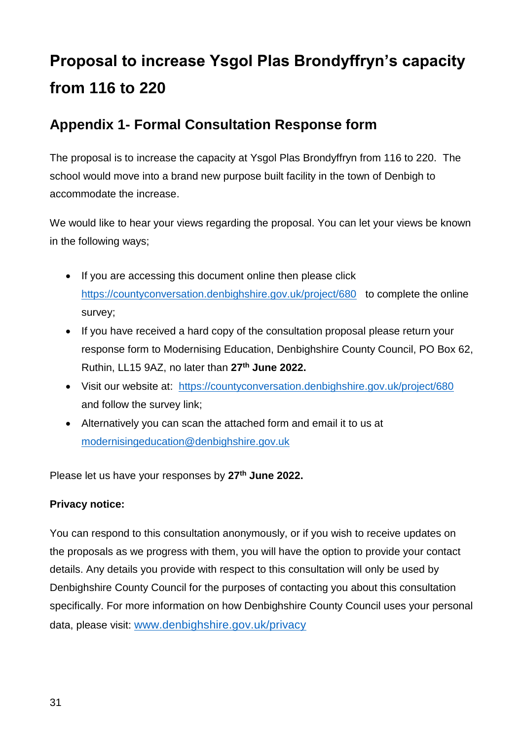# Proposal to increase Ysgol Plas Brondyffryn's capacity from 116 to 220

## Appendix 1- Formal Consultation Response form

The proposal is to increase the capacity at Ysgol Plas Brondyffryn from 116 to 220. The school would move into a brand new purpose built facility in the town of Denbigh to accommodate the increase.

We would like to hear your views regarding the proposal. You can let your views be known in the following ways;

- If you are accessing this document online then please click https://countyconversation.denbighshire.gov.uk/project/680 to complete the online survey;
- If you have received a hard copy of the consultation proposal please return your response form to Modernising Education, Denbighshire County Council, PO Box 62, Ruthin, LL15 9AZ, no later than **27th June 2022.**
- Visit our website at: https://countyconversation.denbighshire.gov.uk/project/680 and follow the survey link;
- Alternatively you can scan the attached form and email it to us at modernisingeducation@denbighshire.gov.uk

Please let us have your responses by **27th June 2022.**

**Privacy notice:**

You can respond to this consultation anonymously, or if you wish to receive updates on the proposals as we progress with them, you will have the option to provide your contact details. Any details you provide with respect to this consultation will only be used by Denbighshire County Council for the purposes of contacting you about this consultation specifically. For more information on how Denbighshire County Council uses your personal data, please visit: www.denbighshire.gov.uk/privacy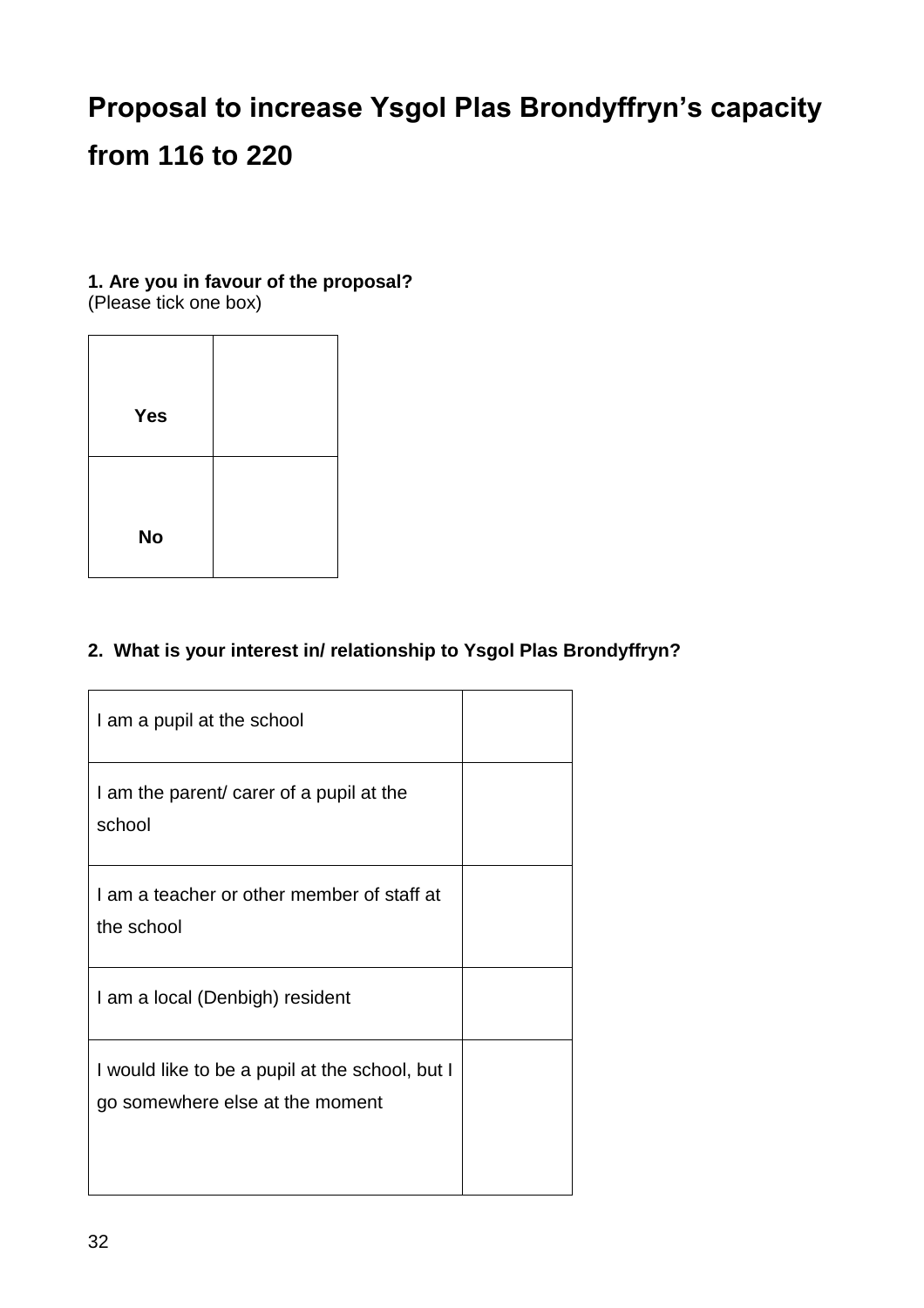# Proposal to increase Ysgol Plas Brondyffryn's capacity from 116 to 220

**1. Are you in favour of the proposal?**
(Please tick one box)

| | |
|---|---|
| **Yes** | |
| **No** | |

**2. What is your interest in/ relationship to Ysgol Plas Brondyffryn?**

| | |
|---|---|
| I am a pupil at the school | |
| I am the parent/ carer of a pupil at the school | |
| I am a teacher or other member of staff at the school | |
| I am a local (Denbigh) resident | |
| I would like to be a pupil at the school, but I go somewhere else at the moment | |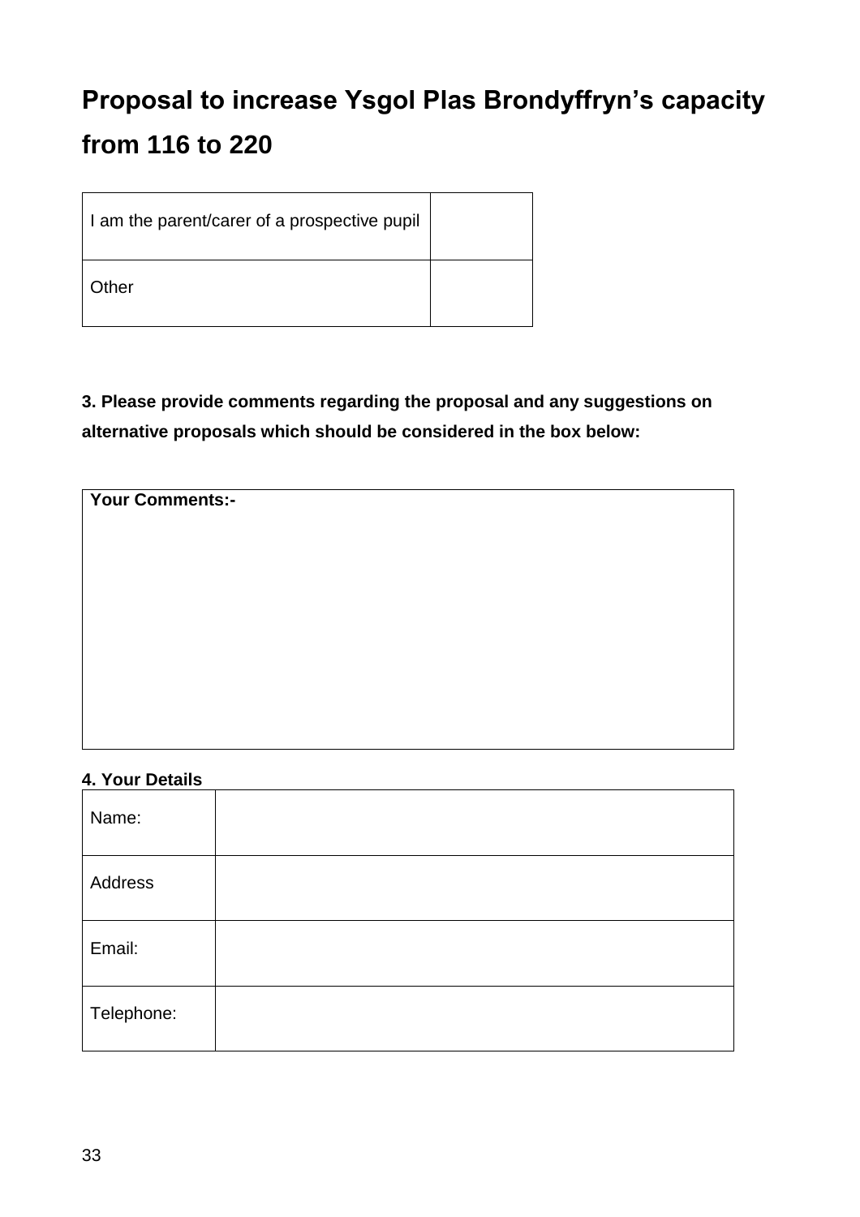# Proposal to increase Ysgol Plas Brondyffryn's capacity from 116 to 220

| I am the parent/carer of a prospective pupil | |
|---|---|
| Other | |

**3. Please provide comments regarding the proposal and any suggestions on alternative proposals which should be considered in the box below:**

| **Your Comments:-** |
|---|
| |

**4. Your Details**

| Name: | |
|---|---|
| Address | |
| Email: | |
| Telephone: | |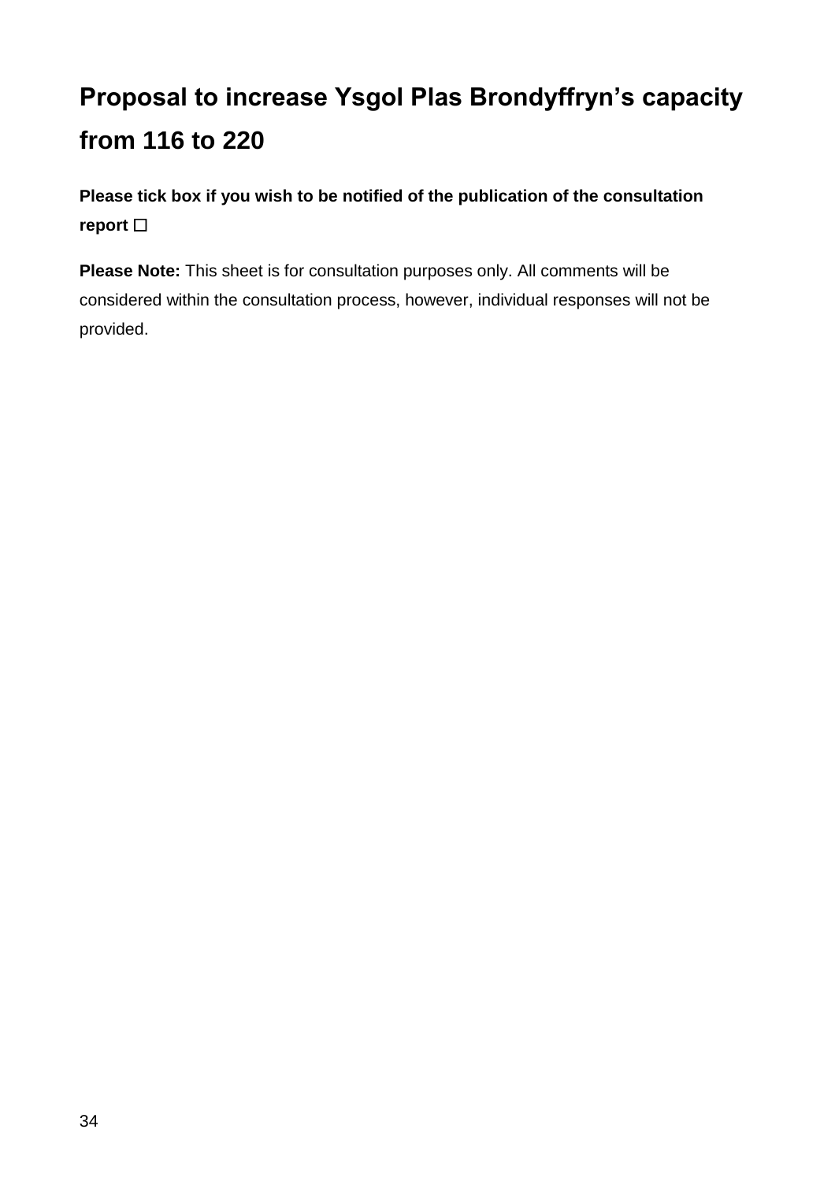# Proposal to increase Ysgol Plas Brondyffryn’s capacity from 116 to 220

**Please tick box if you wish to be notified of the publication of the consultation report ☐**

**Please Note:** This sheet is for consultation purposes only. All comments will be considered within the consultation process, however, individual responses will not be provided.